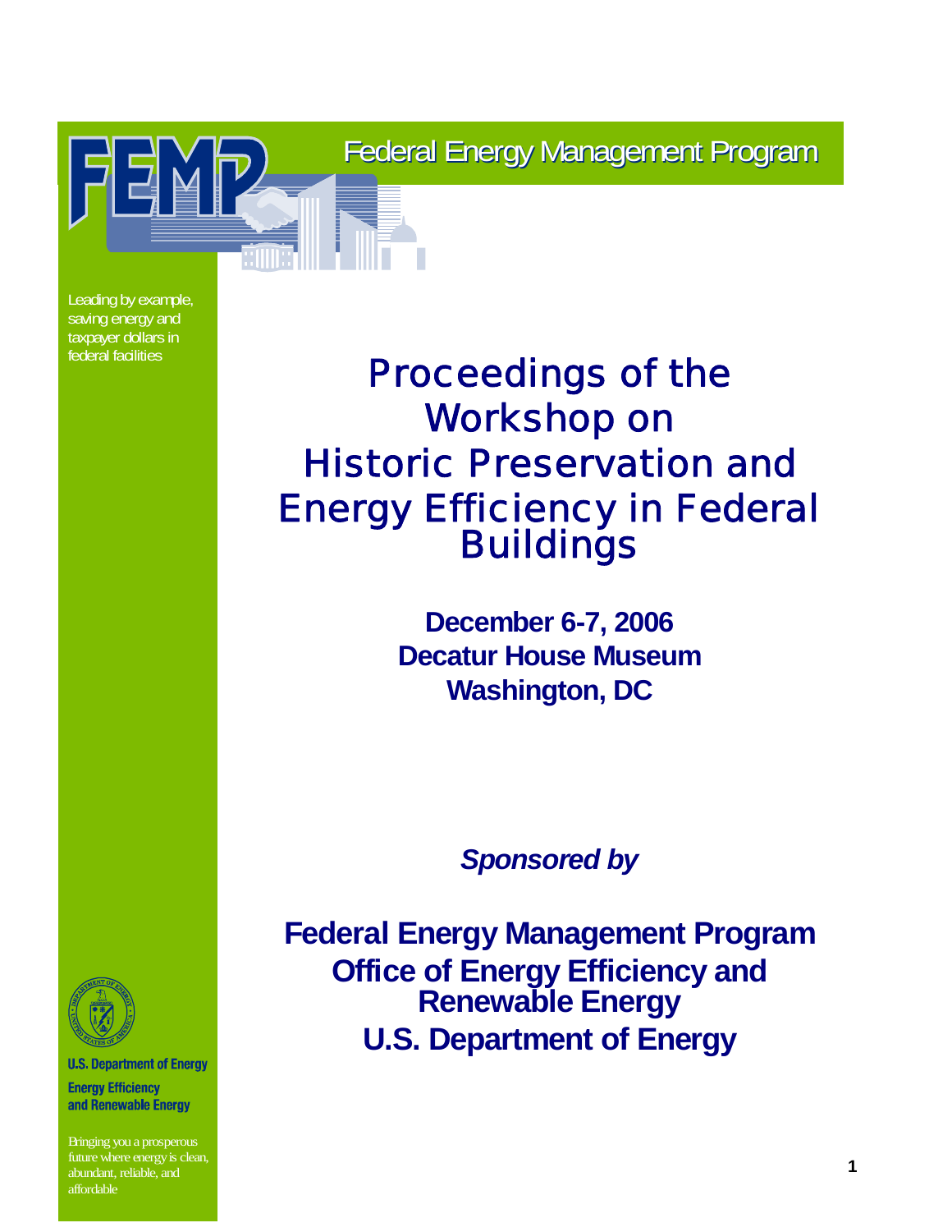FEMP

Federal Energy Management Program

Leading by example, saving energy and taxpayer dollars in federal facilities

# Proceedings of the Workshop on Historic Preservation and Energy Efficiency in Federal Buildings

**December 6-7, 2006**
**Decatur House Museum**
**Washington, DC**

***Sponsored by***

**Federal Energy Management Program**
**Office of Energy Efficiency and Renewable Energy**
**U.S. Department of Energy**

**U.S. Department of Energy**
**Energy Efficiency and Renewable Energy**

Bringing you a prosperous future where energy is clean, abundant, reliable, and affordable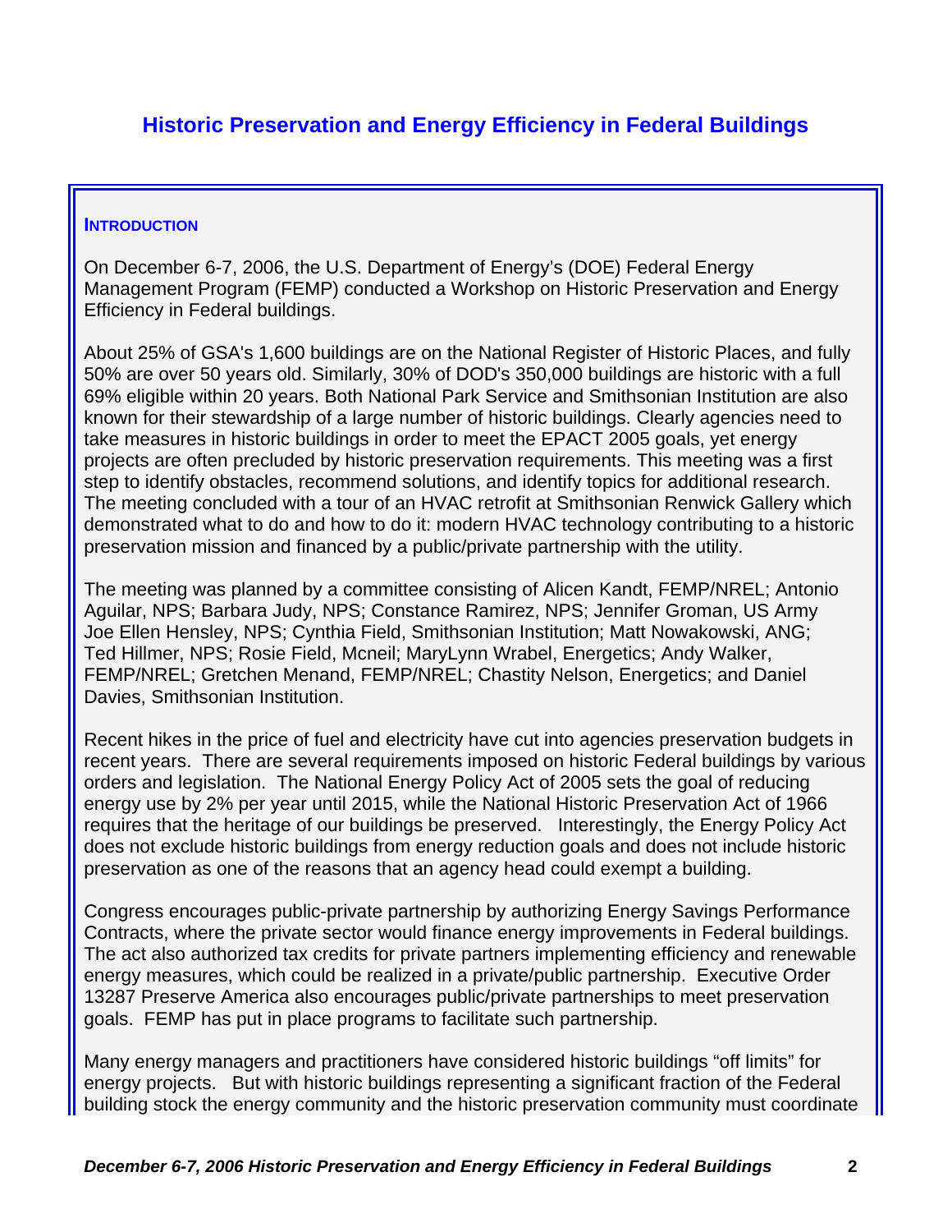# Historic Preservation and Energy Efficiency in Federal Buildings

## INTRODUCTION

On December 6-7, 2006, the U.S. Department of Energy's (DOE) Federal Energy Management Program (FEMP) conducted a Workshop on Historic Preservation and Energy Efficiency in Federal buildings.

About 25% of GSA's 1,600 buildings are on the National Register of Historic Places, and fully 50% are over 50 years old. Similarly, 30% of DOD's 350,000 buildings are historic with a full 69% eligible within 20 years. Both National Park Service and Smithsonian Institution are also known for their stewardship of a large number of historic buildings. Clearly agencies need to take measures in historic buildings in order to meet the EPACT 2005 goals, yet energy projects are often precluded by historic preservation requirements. This meeting was a first step to identify obstacles, recommend solutions, and identify topics for additional research. The meeting concluded with a tour of an HVAC retrofit at Smithsonian Renwick Gallery which demonstrated what to do and how to do it: modern HVAC technology contributing to a historic preservation mission and financed by a public/private partnership with the utility.

The meeting was planned by a committee consisting of Alicen Kandt, FEMP/NREL; Antonio Aguilar, NPS; Barbara Judy, NPS; Constance Ramirez, NPS; Jennifer Groman, US Army Joe Ellen Hensley, NPS; Cynthia Field, Smithsonian Institution; Matt Nowakowski, ANG; Ted Hillmer, NPS; Rosie Field, Mcneil; MaryLynn Wrabel, Energetics; Andy Walker, FEMP/NREL; Gretchen Menand, FEMP/NREL; Chastity Nelson, Energetics; and Daniel Davies, Smithsonian Institution.

Recent hikes in the price of fuel and electricity have cut into agencies preservation budgets in recent years. There are several requirements imposed on historic Federal buildings by various orders and legislation. The National Energy Policy Act of 2005 sets the goal of reducing energy use by 2% per year until 2015, while the National Historic Preservation Act of 1966 requires that the heritage of our buildings be preserved. Interestingly, the Energy Policy Act does not exclude historic buildings from energy reduction goals and does not include historic preservation as one of the reasons that an agency head could exempt a building.

Congress encourages public-private partnership by authorizing Energy Savings Performance Contracts, where the private sector would finance energy improvements in Federal buildings. The act also authorized tax credits for private partners implementing efficiency and renewable energy measures, which could be realized in a private/public partnership. Executive Order 13287 Preserve America also encourages public/private partnerships to meet preservation goals. FEMP has put in place programs to facilitate such partnership.

Many energy managers and practitioners have considered historic buildings "off limits" for energy projects. But with historic buildings representing a significant fraction of the Federal building stock the energy community and the historic preservation community must coordinate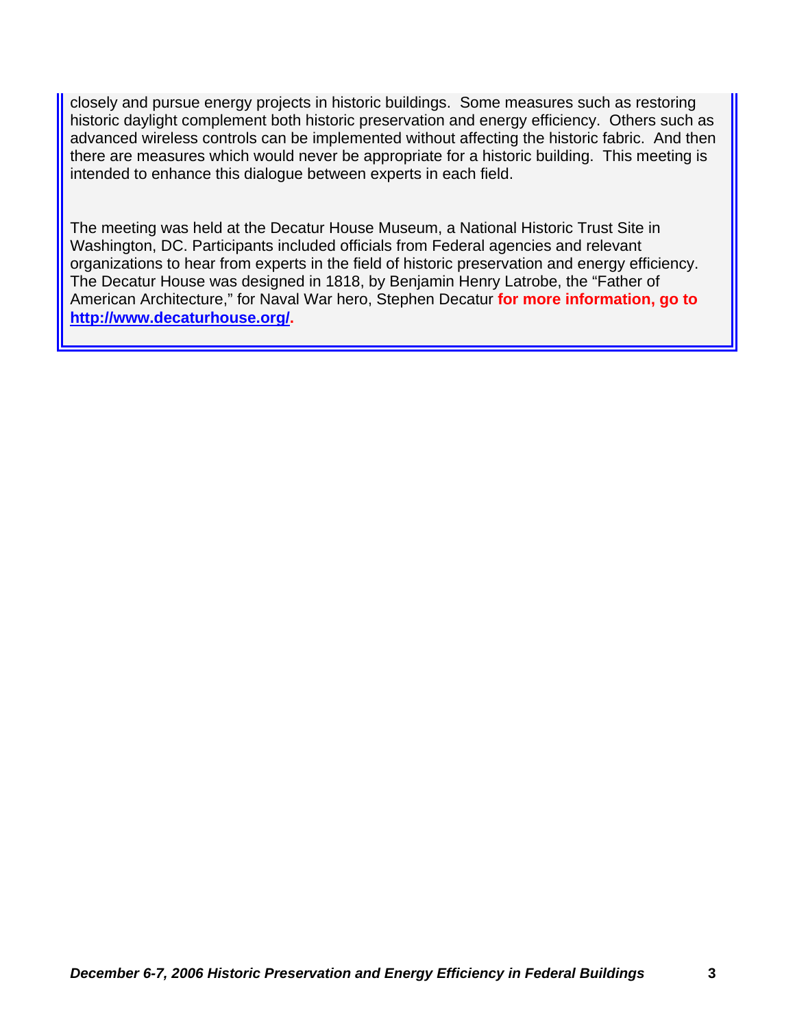closely and pursue energy projects in historic buildings. Some measures such as restoring historic daylight complement both historic preservation and energy efficiency. Others such as advanced wireless controls can be implemented without affecting the historic fabric. And then there are measures which would never be appropriate for a historic building. This meeting is intended to enhance this dialogue between experts in each field.

The meeting was held at the Decatur House Museum, a National Historic Trust Site in Washington, DC. Participants included officials from Federal agencies and relevant organizations to hear from experts in the field of historic preservation and energy efficiency. The Decatur House was designed in 1818, by Benjamin Henry Latrobe, the "Father of American Architecture," for Naval War hero, Stephen Decatur **for more information, go to [http://www.decaturhouse.org/](http://www.decaturhouse.org/).**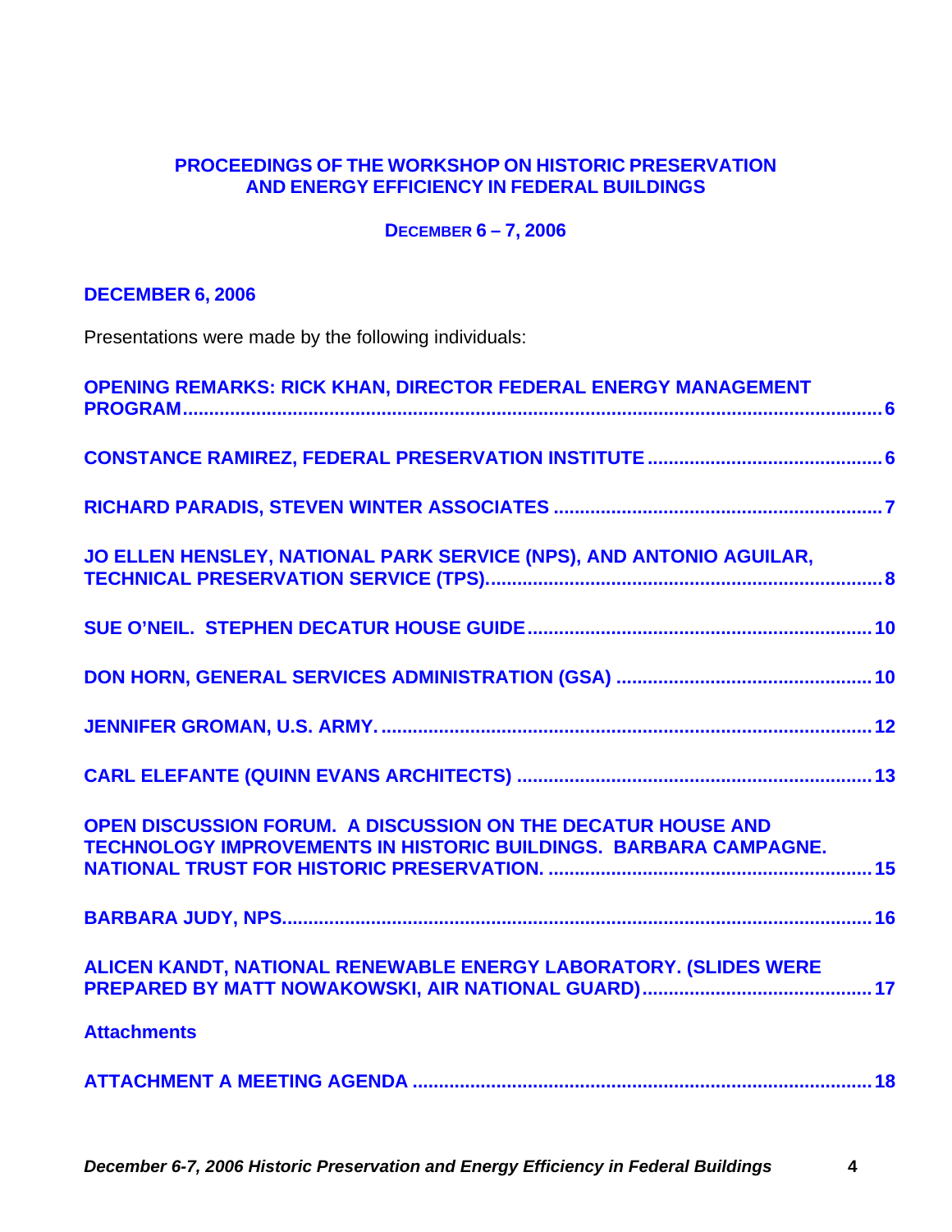## PROCEEDINGS OF THE WORKSHOP ON HISTORIC PRESERVATION AND ENERGY EFFICIENCY IN FEDERAL BUILDINGS

### DECEMBER 6 – 7, 2006

### DECEMBER 6, 2006

Presentations were made by the following individuals:

**OPENING REMARKS: RICK KHAN, DIRECTOR FEDERAL ENERGY MANAGEMENT PROGRAM** ........ 6

**CONSTANCE RAMIREZ, FEDERAL PRESERVATION INSTITUTE** ........ 6

**RICHARD PARADIS, STEVEN WINTER ASSOCIATES** ........ 7

**JO ELLEN HENSLEY, NATIONAL PARK SERVICE (NPS), AND ANTONIO AGUILAR, TECHNICAL PRESERVATION SERVICE (TPS).** ........ 8

**SUE O'NEIL. STEPHEN DECATUR HOUSE GUIDE** ........ 10

**DON HORN, GENERAL SERVICES ADMINISTRATION (GSA)** ........ 10

**JENNIFER GROMAN, U.S. ARMY.** ........ 12

**CARL ELEFANTE (QUINN EVANS ARCHITECTS)** ........ 13

**OPEN DISCUSSION FORUM. A DISCUSSION ON THE DECATUR HOUSE AND TECHNOLOGY IMPROVEMENTS IN HISTORIC BUILDINGS. BARBARA CAMPAGNE. NATIONAL TRUST FOR HISTORIC PRESERVATION.** ........ 15

**BARBARA JUDY, NPS** ........ 16

**ALICEN KANDT, NATIONAL RENEWABLE ENERGY LABORATORY. (SLIDES WERE PREPARED BY MATT NOWAKOWSKI, AIR NATIONAL GUARD)** ........ 17

**Attachments**

**ATTACHMENT A MEETING AGENDA** ........ 18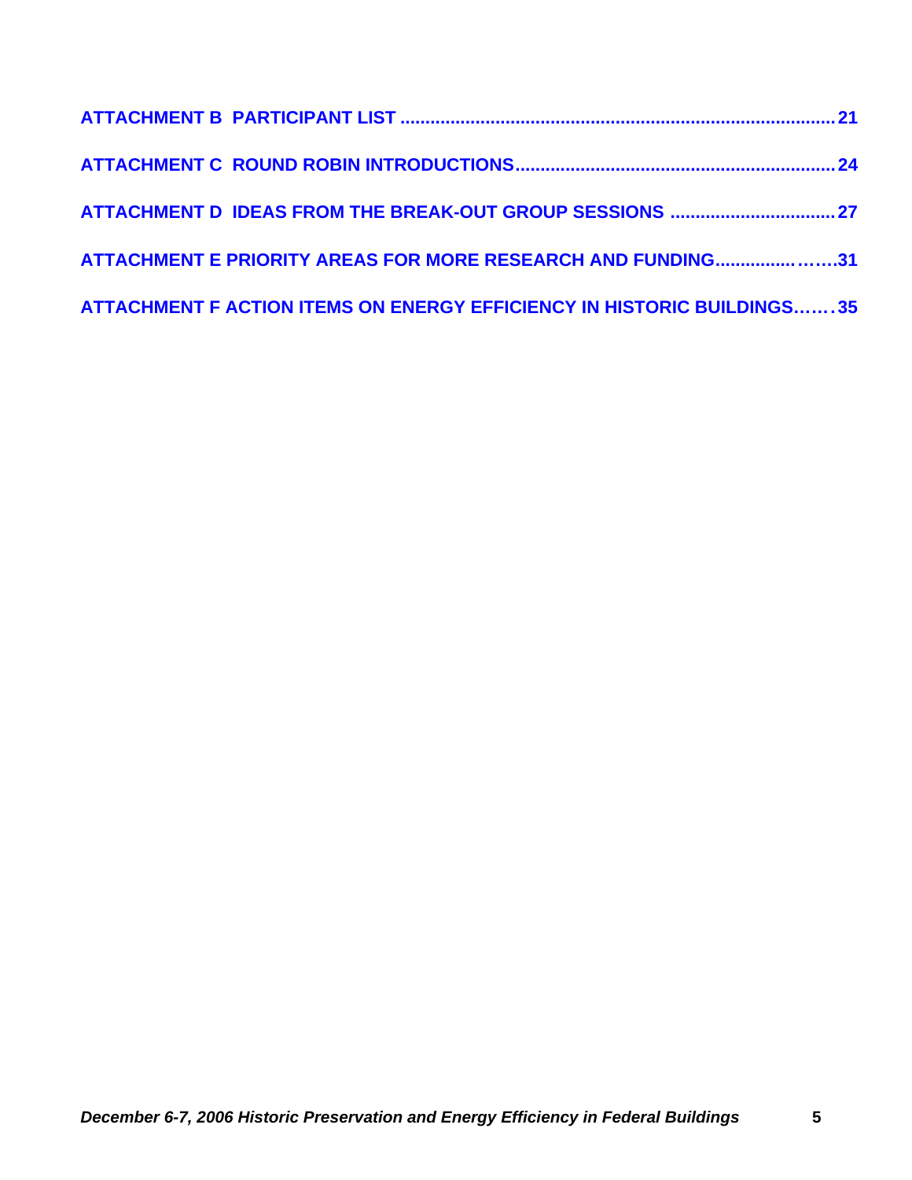ATTACHMENT B PARTICIPANT LIST ..................................................................................... 21

ATTACHMENT C ROUND ROBIN INTRODUCTIONS.............................................................. 24

ATTACHMENT D IDEAS FROM THE BREAK-OUT GROUP SESSIONS ................................ 27

ATTACHMENT E PRIORITY AREAS FOR MORE RESEARCH AND FUNDING...............…….31

ATTACHMENT F ACTION ITEMS ON ENERGY EFFICIENCY IN HISTORIC BUILDINGS…….35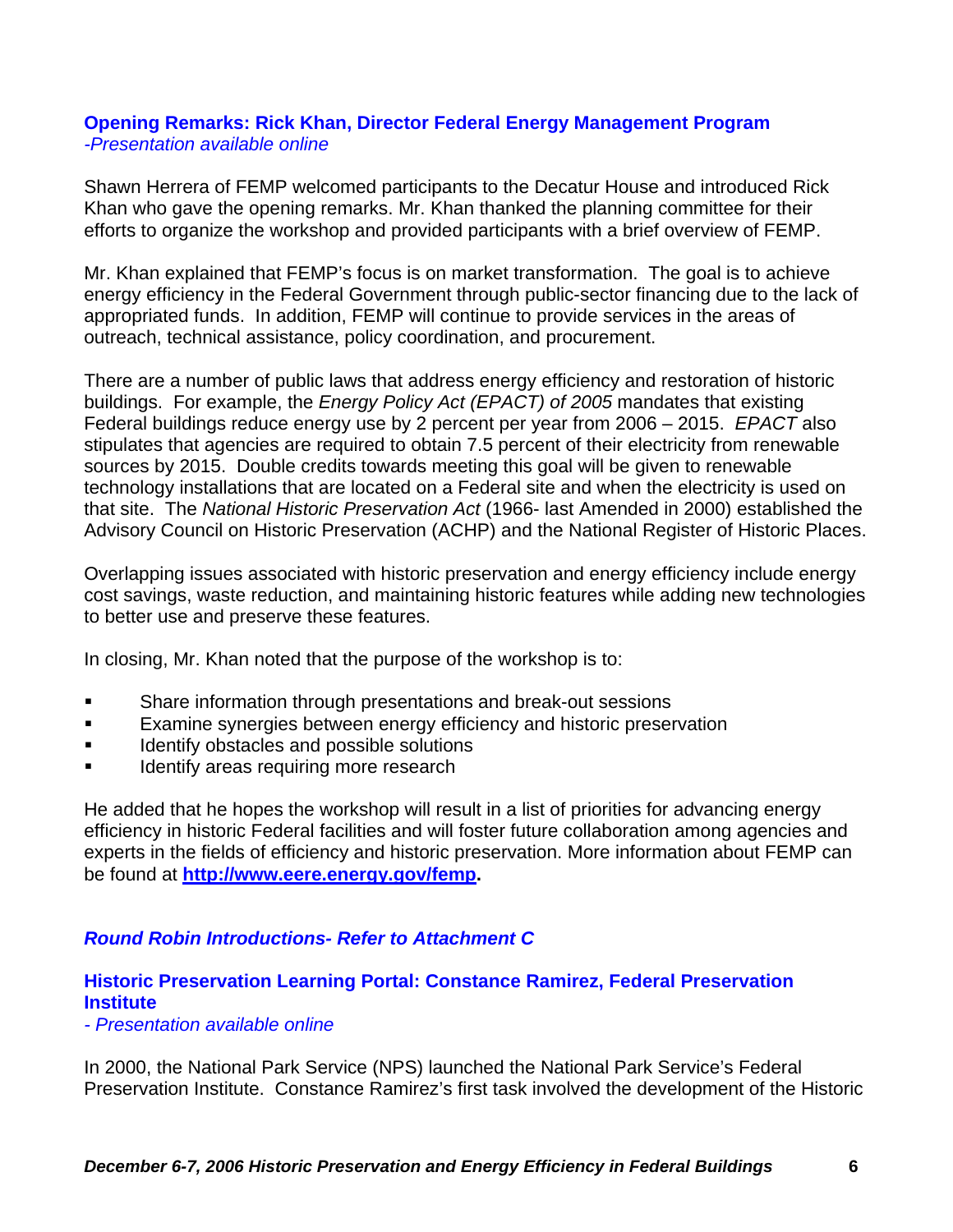### Opening Remarks: Rick Khan, Director Federal Energy Management Program

*-Presentation available online*

Shawn Herrera of FEMP welcomed participants to the Decatur House and introduced Rick Khan who gave the opening remarks. Mr. Khan thanked the planning committee for their efforts to organize the workshop and provided participants with a brief overview of FEMP.

Mr. Khan explained that FEMP's focus is on market transformation. The goal is to achieve energy efficiency in the Federal Government through public-sector financing due to the lack of appropriated funds. In addition, FEMP will continue to provide services in the areas of outreach, technical assistance, policy coordination, and procurement.

There are a number of public laws that address energy efficiency and restoration of historic buildings. For example, the *Energy Policy Act (EPACT) of 2005* mandates that existing Federal buildings reduce energy use by 2 percent per year from 2006 – 2015. *EPACT* also stipulates that agencies are required to obtain 7.5 percent of their electricity from renewable sources by 2015. Double credits towards meeting this goal will be given to renewable technology installations that are located on a Federal site and when the electricity is used on that site. The *National Historic Preservation Act* (1966- last Amended in 2000) established the Advisory Council on Historic Preservation (ACHP) and the National Register of Historic Places.

Overlapping issues associated with historic preservation and energy efficiency include energy cost savings, waste reduction, and maintaining historic features while adding new technologies to better use and preserve these features.

In closing, Mr. Khan noted that the purpose of the workshop is to:

- Share information through presentations and break-out sessions
- Examine synergies between energy efficiency and historic preservation
- Identify obstacles and possible solutions
- Identify areas requiring more research

He added that he hopes the workshop will result in a list of priorities for advancing energy efficiency in historic Federal facilities and will foster future collaboration among agencies and experts in the fields of efficiency and historic preservation. More information about FEMP can be found at **http://www.eere.energy.gov/femp.**

### *Round Robin Introductions- Refer to Attachment C*

### Historic Preservation Learning Portal: Constance Ramirez, Federal Preservation Institute

*- Presentation available online*

In 2000, the National Park Service (NPS) launched the National Park Service's Federal Preservation Institute. Constance Ramirez's first task involved the development of the Historic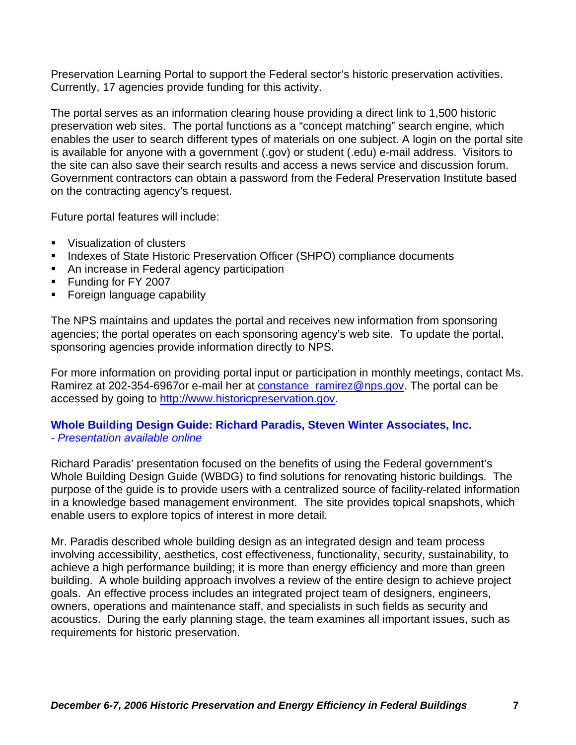Preservation Learning Portal to support the Federal sector's historic preservation activities. Currently, 17 agencies provide funding for this activity.

The portal serves as an information clearing house providing a direct link to 1,500 historic preservation web sites. The portal functions as a "concept matching" search engine, which enables the user to search different types of materials on one subject. A login on the portal site is available for anyone with a government (.gov) or student (.edu) e-mail address. Visitors to the site can also save their search results and access a news service and discussion forum. Government contractors can obtain a password from the Federal Preservation Institute based on the contracting agency's request.

Future portal features will include:

- Visualization of clusters
- Indexes of State Historic Preservation Officer (SHPO) compliance documents
- An increase in Federal agency participation
- Funding for FY 2007
- Foreign language capability

The NPS maintains and updates the portal and receives new information from sponsoring agencies; the portal operates on each sponsoring agency's web site. To update the portal, sponsoring agencies provide information directly to NPS.

For more information on providing portal input or participation in monthly meetings, contact Ms. Ramirez at 202-354-6967or e-mail her at constance_ramirez@nps.gov. The portal can be accessed by going to http://www.historicpreservation.gov.

### Whole Building Design Guide: Richard Paradis, Steven Winter Associates, Inc.

*- Presentation available online*

Richard Paradis' presentation focused on the benefits of using the Federal government's Whole Building Design Guide (WBDG) to find solutions for renovating historic buildings. The purpose of the guide is to provide users with a centralized source of facility-related information in a knowledge based management environment. The site provides topical snapshots, which enable users to explore topics of interest in more detail.

Mr. Paradis described whole building design as an integrated design and team process involving accessibility, aesthetics, cost effectiveness, functionality, security, sustainability, to achieve a high performance building; it is more than energy efficiency and more than green building. A whole building approach involves a review of the entire design to achieve project goals. An effective process includes an integrated project team of designers, engineers, owners, operations and maintenance staff, and specialists in such fields as security and acoustics. During the early planning stage, the team examines all important issues, such as requirements for historic preservation.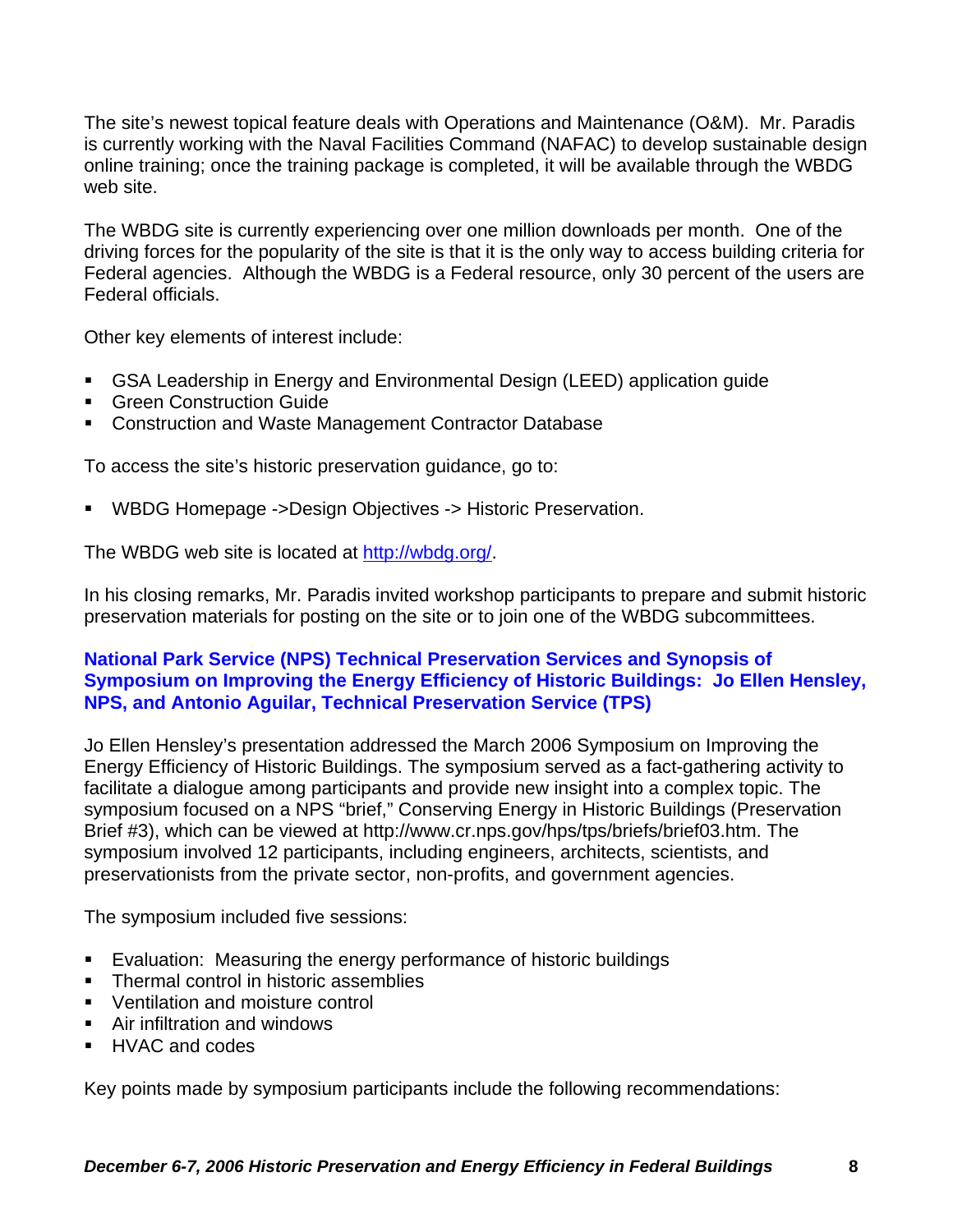The site's newest topical feature deals with Operations and Maintenance (O&M). Mr. Paradis is currently working with the Naval Facilities Command (NAFAC) to develop sustainable design online training; once the training package is completed, it will be available through the WBDG web site.

The WBDG site is currently experiencing over one million downloads per month. One of the driving forces for the popularity of the site is that it is the only way to access building criteria for Federal agencies. Although the WBDG is a Federal resource, only 30 percent of the users are Federal officials.

Other key elements of interest include:

- GSA Leadership in Energy and Environmental Design (LEED) application guide
- Green Construction Guide
- Construction and Waste Management Contractor Database

To access the site's historic preservation guidance, go to:

- WBDG Homepage ->Design Objectives -> Historic Preservation.

The WBDG web site is located at http://wbdg.org/.

In his closing remarks, Mr. Paradis invited workshop participants to prepare and submit historic preservation materials for posting on the site or to join one of the WBDG subcommittees.

### National Park Service (NPS) Technical Preservation Services and Synopsis of Symposium on Improving the Energy Efficiency of Historic Buildings: Jo Ellen Hensley, NPS, and Antonio Aguilar, Technical Preservation Service (TPS)

Jo Ellen Hensley's presentation addressed the March 2006 Symposium on Improving the Energy Efficiency of Historic Buildings. The symposium served as a fact-gathering activity to facilitate a dialogue among participants and provide new insight into a complex topic. The symposium focused on a NPS "brief," Conserving Energy in Historic Buildings (Preservation Brief #3), which can be viewed at http://www.cr.nps.gov/hps/tps/briefs/brief03.htm. The symposium involved 12 participants, including engineers, architects, scientists, and preservationists from the private sector, non-profits, and government agencies.

The symposium included five sessions:

- Evaluation: Measuring the energy performance of historic buildings
- Thermal control in historic assemblies
- Ventilation and moisture control
- Air infiltration and windows
- HVAC and codes

Key points made by symposium participants include the following recommendations: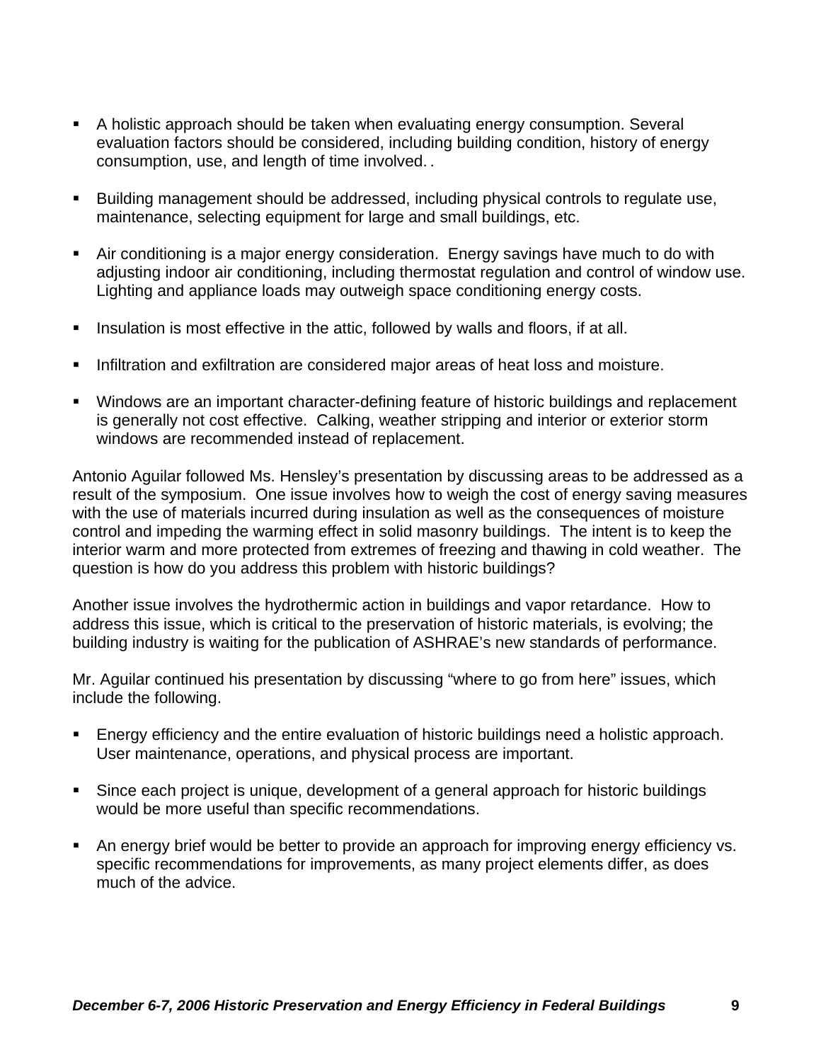- A holistic approach should be taken when evaluating energy consumption. Several evaluation factors should be considered, including building condition, history of energy consumption, use, and length of time involved. .

- Building management should be addressed, including physical controls to regulate use, maintenance, selecting equipment for large and small buildings, etc.

- Air conditioning is a major energy consideration. Energy savings have much to do with adjusting indoor air conditioning, including thermostat regulation and control of window use. Lighting and appliance loads may outweigh space conditioning energy costs.

- Insulation is most effective in the attic, followed by walls and floors, if at all.

- Infiltration and exfiltration are considered major areas of heat loss and moisture.

- Windows are an important character-defining feature of historic buildings and replacement is generally not cost effective. Calking, weather stripping and interior or exterior storm windows are recommended instead of replacement.

Antonio Aguilar followed Ms. Hensley's presentation by discussing areas to be addressed as a result of the symposium. One issue involves how to weigh the cost of energy saving measures with the use of materials incurred during insulation as well as the consequences of moisture control and impeding the warming effect in solid masonry buildings. The intent is to keep the interior warm and more protected from extremes of freezing and thawing in cold weather. The question is how do you address this problem with historic buildings?

Another issue involves the hydrothermic action in buildings and vapor retardance. How to address this issue, which is critical to the preservation of historic materials, is evolving; the building industry is waiting for the publication of ASHRAE's new standards of performance.

Mr. Aguilar continued his presentation by discussing "where to go from here" issues, which include the following.

- Energy efficiency and the entire evaluation of historic buildings need a holistic approach. User maintenance, operations, and physical process are important.

- Since each project is unique, development of a general approach for historic buildings would be more useful than specific recommendations.

- An energy brief would be better to provide an approach for improving energy efficiency vs. specific recommendations for improvements, as many project elements differ, as does much of the advice.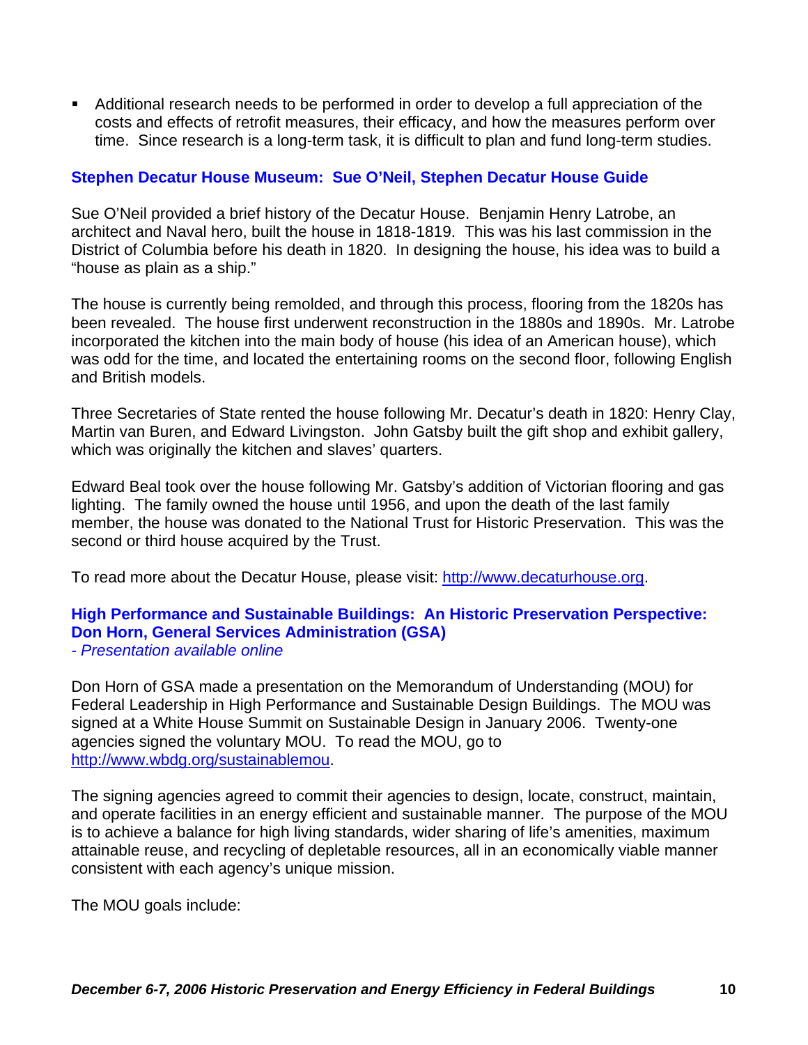- Additional research needs to be performed in order to develop a full appreciation of the costs and effects of retrofit measures, their efficacy, and how the measures perform over time. Since research is a long-term task, it is difficult to plan and fund long-term studies.

### Stephen Decatur House Museum: Sue O'Neil, Stephen Decatur House Guide

Sue O'Neil provided a brief history of the Decatur House. Benjamin Henry Latrobe, an architect and Naval hero, built the house in 1818-1819. This was his last commission in the District of Columbia before his death in 1820. In designing the house, his idea was to build a "house as plain as a ship."

The house is currently being remolded, and through this process, flooring from the 1820s has been revealed. The house first underwent reconstruction in the 1880s and 1890s. Mr. Latrobe incorporated the kitchen into the main body of house (his idea of an American house), which was odd for the time, and located the entertaining rooms on the second floor, following English and British models.

Three Secretaries of State rented the house following Mr. Decatur's death in 1820: Henry Clay, Martin van Buren, and Edward Livingston. John Gatsby built the gift shop and exhibit gallery, which was originally the kitchen and slaves' quarters.

Edward Beal took over the house following Mr. Gatsby's addition of Victorian flooring and gas lighting. The family owned the house until 1956, and upon the death of the last family member, the house was donated to the National Trust for Historic Preservation. This was the second or third house acquired by the Trust.

To read more about the Decatur House, please visit: http://www.decaturhouse.org.

### High Performance and Sustainable Buildings: An Historic Preservation Perspective: Don Horn, General Services Administration (GSA)

*- Presentation available online*

Don Horn of GSA made a presentation on the Memorandum of Understanding (MOU) for Federal Leadership in High Performance and Sustainable Design Buildings. The MOU was signed at a White House Summit on Sustainable Design in January 2006. Twenty-one agencies signed the voluntary MOU. To read the MOU, go to http://www.wbdg.org/sustainablemou.

The signing agencies agreed to commit their agencies to design, locate, construct, maintain, and operate facilities in an energy efficient and sustainable manner. The purpose of the MOU is to achieve a balance for high living standards, wider sharing of life's amenities, maximum attainable reuse, and recycling of depletable resources, all in an economically viable manner consistent with each agency's unique mission.

The MOU goals include: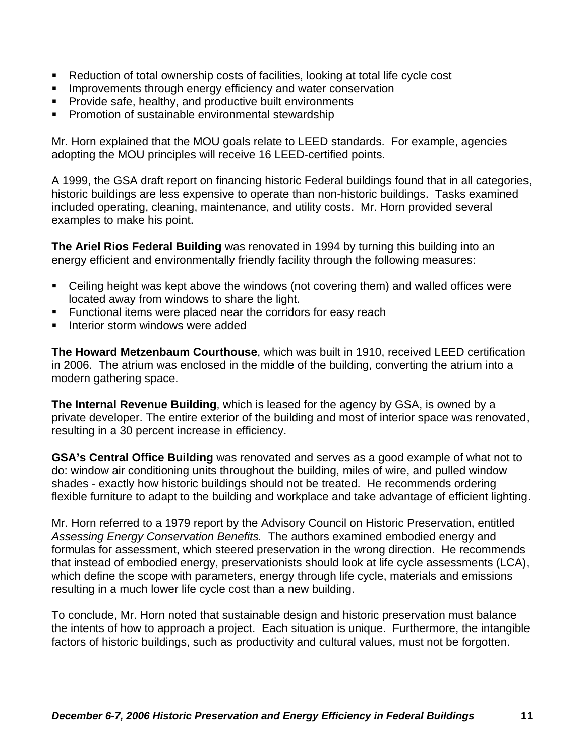- Reduction of total ownership costs of facilities, looking at total life cycle cost
- Improvements through energy efficiency and water conservation
- Provide safe, healthy, and productive built environments
- Promotion of sustainable environmental stewardship

Mr. Horn explained that the MOU goals relate to LEED standards. For example, agencies adopting the MOU principles will receive 16 LEED-certified points.

A 1999, the GSA draft report on financing historic Federal buildings found that in all categories, historic buildings are less expensive to operate than non-historic buildings. Tasks examined included operating, cleaning, maintenance, and utility costs. Mr. Horn provided several examples to make his point.

**The Ariel Rios Federal Building** was renovated in 1994 by turning this building into an energy efficient and environmentally friendly facility through the following measures:

- Ceiling height was kept above the windows (not covering them) and walled offices were located away from windows to share the light.
- Functional items were placed near the corridors for easy reach
- Interior storm windows were added

**The Howard Metzenbaum Courthouse**, which was built in 1910, received LEED certification in 2006. The atrium was enclosed in the middle of the building, converting the atrium into a modern gathering space.

**The Internal Revenue Building**, which is leased for the agency by GSA, is owned by a private developer. The entire exterior of the building and most of interior space was renovated, resulting in a 30 percent increase in efficiency.

**GSA's Central Office Building** was renovated and serves as a good example of what not to do: window air conditioning units throughout the building, miles of wire, and pulled window shades - exactly how historic buildings should not be treated. He recommends ordering flexible furniture to adapt to the building and workplace and take advantage of efficient lighting.

Mr. Horn referred to a 1979 report by the Advisory Council on Historic Preservation, entitled *Assessing Energy Conservation Benefits.* The authors examined embodied energy and formulas for assessment, which steered preservation in the wrong direction. He recommends that instead of embodied energy, preservationists should look at life cycle assessments (LCA), which define the scope with parameters, energy through life cycle, materials and emissions resulting in a much lower life cycle cost than a new building.

To conclude, Mr. Horn noted that sustainable design and historic preservation must balance the intents of how to approach a project. Each situation is unique. Furthermore, the intangible factors of historic buildings, such as productivity and cultural values, must not be forgotten.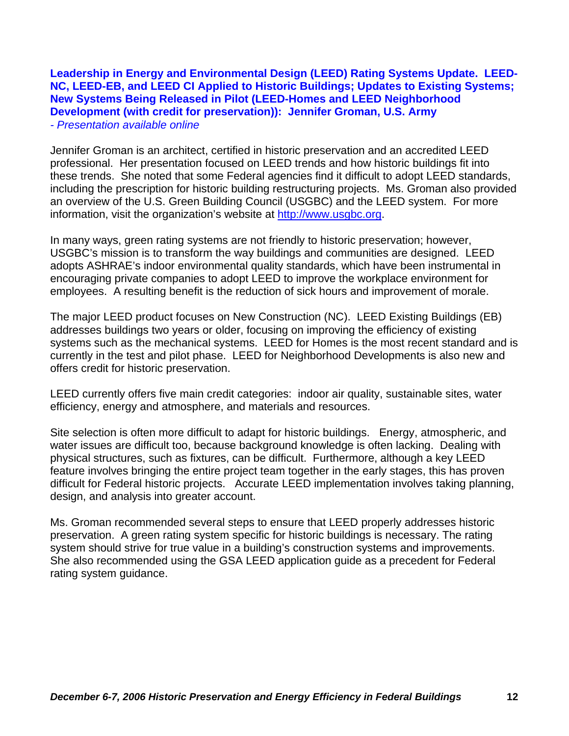### Leadership in Energy and Environmental Design (LEED) Rating Systems Update. LEED-NC, LEED-EB, and LEED CI Applied to Historic Buildings; Updates to Existing Systems; New Systems Being Released in Pilot (LEED-Homes and LEED Neighborhood Development (with credit for preservation)): Jennifer Groman, U.S. Army

*- Presentation available online*

Jennifer Groman is an architect, certified in historic preservation and an accredited LEED professional. Her presentation focused on LEED trends and how historic buildings fit into these trends. She noted that some Federal agencies find it difficult to adopt LEED standards, including the prescription for historic building restructuring projects. Ms. Groman also provided an overview of the U.S. Green Building Council (USGBC) and the LEED system. For more information, visit the organization's website at [http://www.usgbc.org](http://www.usgbc.org).

In many ways, green rating systems are not friendly to historic preservation; however, USGBC's mission is to transform the way buildings and communities are designed. LEED adopts ASHRAE's indoor environmental quality standards, which have been instrumental in encouraging private companies to adopt LEED to improve the workplace environment for employees. A resulting benefit is the reduction of sick hours and improvement of morale.

The major LEED product focuses on New Construction (NC). LEED Existing Buildings (EB) addresses buildings two years or older, focusing on improving the efficiency of existing systems such as the mechanical systems. LEED for Homes is the most recent standard and is currently in the test and pilot phase. LEED for Neighborhood Developments is also new and offers credit for historic preservation.

LEED currently offers five main credit categories: indoor air quality, sustainable sites, water efficiency, energy and atmosphere, and materials and resources.

Site selection is often more difficult to adapt for historic buildings. Energy, atmospheric, and water issues are difficult too, because background knowledge is often lacking. Dealing with physical structures, such as fixtures, can be difficult. Furthermore, although a key LEED feature involves bringing the entire project team together in the early stages, this has proven difficult for Federal historic projects. Accurate LEED implementation involves taking planning, design, and analysis into greater account.

Ms. Groman recommended several steps to ensure that LEED properly addresses historic preservation. A green rating system specific for historic buildings is necessary. The rating system should strive for true value in a building's construction systems and improvements. She also recommended using the GSA LEED application guide as a precedent for Federal rating system guidance.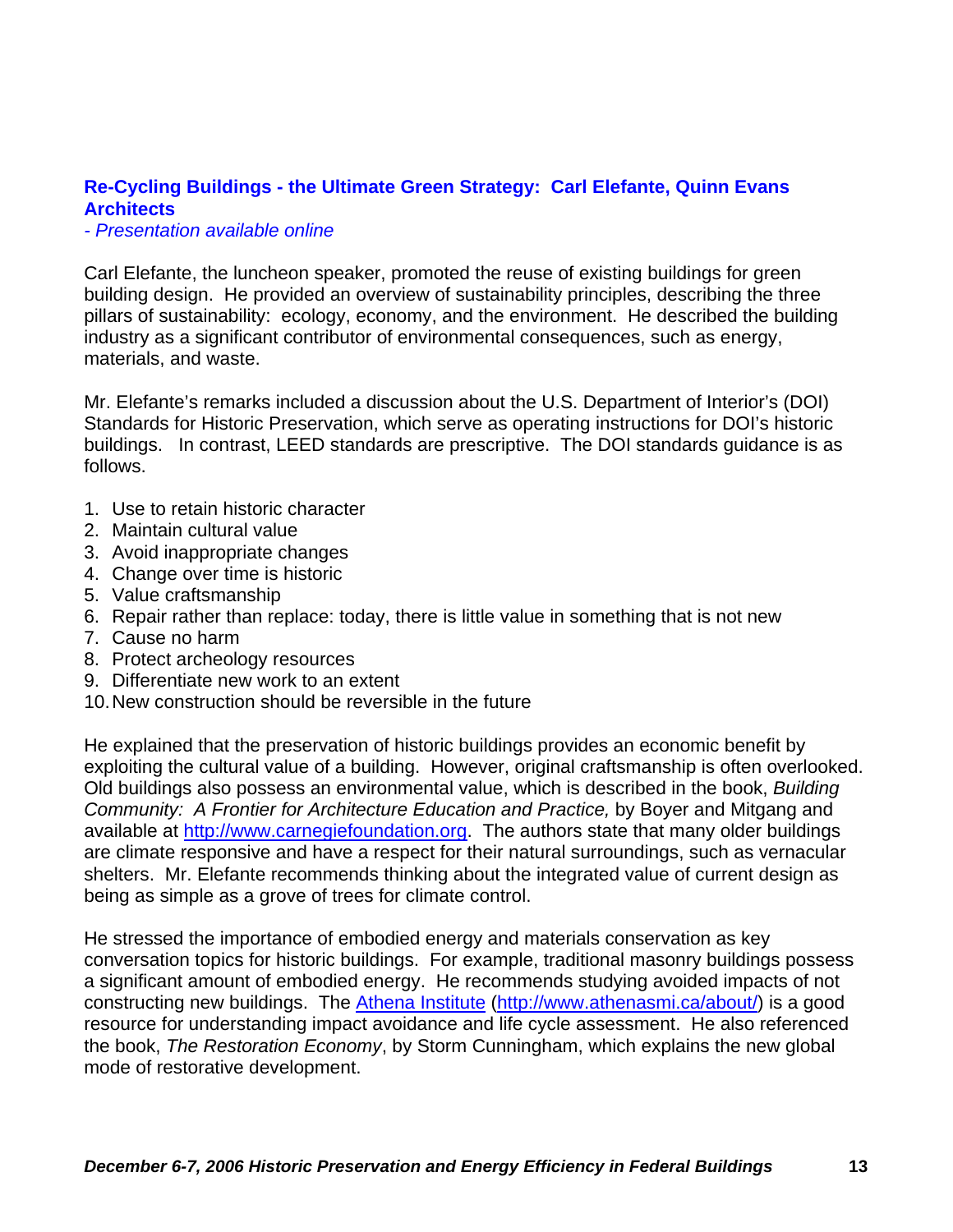## Re-Cycling Buildings - the Ultimate Green Strategy: Carl Elefante, Quinn Evans Architects

*- Presentation available online*

Carl Elefante, the luncheon speaker, promoted the reuse of existing buildings for green building design. He provided an overview of sustainability principles, describing the three pillars of sustainability: ecology, economy, and the environment. He described the building industry as a significant contributor of environmental consequences, such as energy, materials, and waste.

Mr. Elefante's remarks included a discussion about the U.S. Department of Interior's (DOI) Standards for Historic Preservation, which serve as operating instructions for DOI's historic buildings. In contrast, LEED standards are prescriptive. The DOI standards guidance is as follows.

1. Use to retain historic character
2. Maintain cultural value
3. Avoid inappropriate changes
4. Change over time is historic
5. Value craftsmanship
6. Repair rather than replace: today, there is little value in something that is not new
7. Cause no harm
8. Protect archeology resources
9. Differentiate new work to an extent
10. New construction should be reversible in the future

He explained that the preservation of historic buildings provides an economic benefit by exploiting the cultural value of a building. However, original craftsmanship is often overlooked. Old buildings also possess an environmental value, which is described in the book, *Building Community: A Frontier for Architecture Education and Practice,* by Boyer and Mitgang and available at [http://www.carnegiefoundation.org](http://www.carnegiefoundation.org). The authors state that many older buildings are climate responsive and have a respect for their natural surroundings, such as vernacular shelters. Mr. Elefante recommends thinking about the integrated value of current design as being as simple as a grove of trees for climate control.

He stressed the importance of embodied energy and materials conservation as key conversation topics for historic buildings. For example, traditional masonry buildings possess a significant amount of embodied energy. He recommends studying avoided impacts of not constructing new buildings. The Athena Institute ([http://www.athenasmi.ca/about/](http://www.athenasmi.ca/about/)) is a good resource for understanding impact avoidance and life cycle assessment. He also referenced the book, *The Restoration Economy*, by Storm Cunningham, which explains the new global mode of restorative development.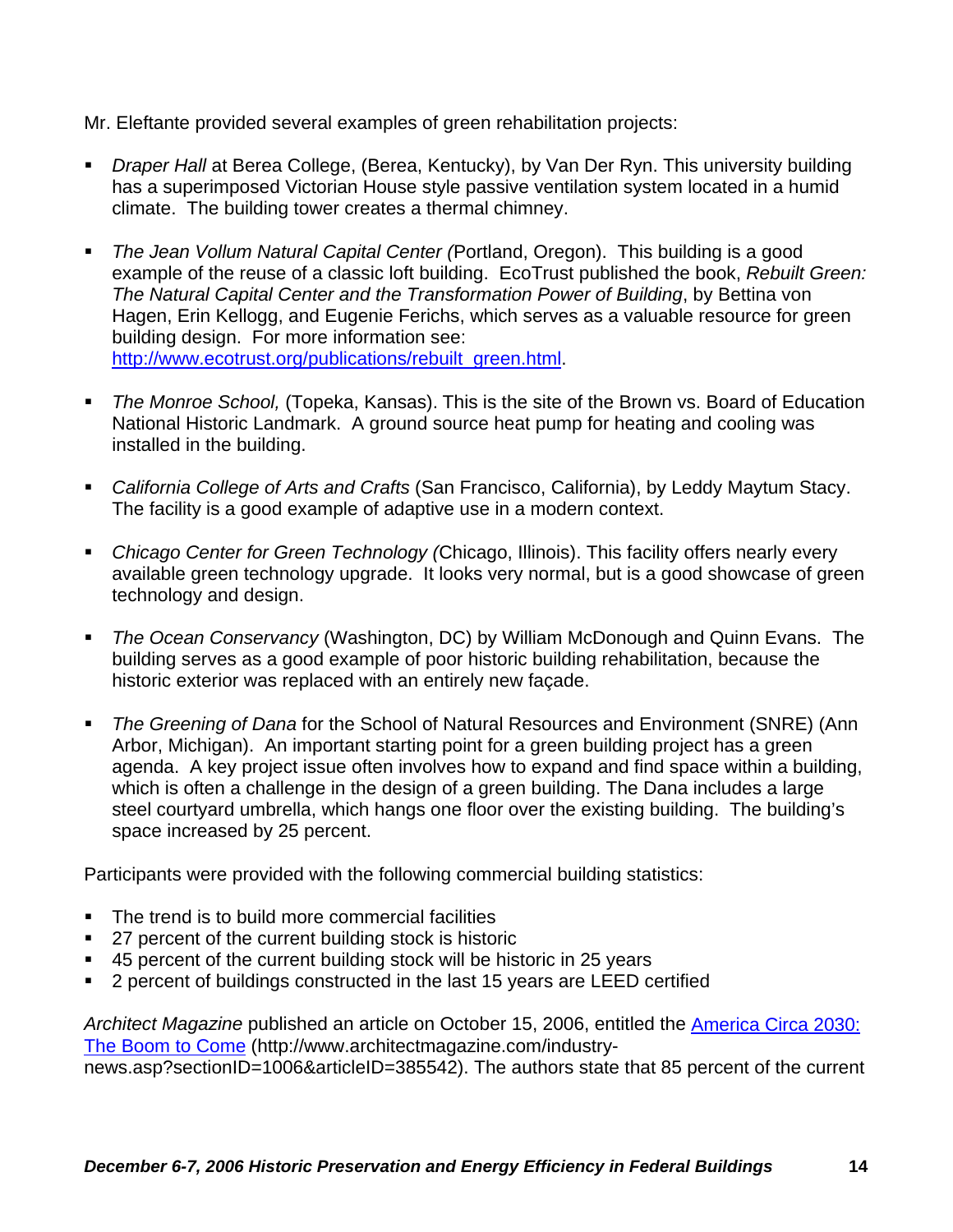Mr. Eleftante provided several examples of green rehabilitation projects:

- *Draper Hall* at Berea College, (Berea, Kentucky), by Van Der Ryn. This university building has a superimposed Victorian House style passive ventilation system located in a humid climate. The building tower creates a thermal chimney.

- *The Jean Vollum Natural Capital Center (*Portland, Oregon). This building is a good example of the reuse of a classic loft building. EcoTrust published the book, *Rebuilt Green: The Natural Capital Center and the Transformation Power of Building*, by Bettina von Hagen, Erin Kellogg, and Eugenie Ferichs, which serves as a valuable resource for green building design. For more information see: [http://www.ecotrust.org/publications/rebuilt_green.html](http://www.ecotrust.org/publications/rebuilt_green.html).

- *The Monroe School,* (Topeka, Kansas). This is the site of the Brown vs. Board of Education National Historic Landmark. A ground source heat pump for heating and cooling was installed in the building.

- *California College of Arts and Crafts* (San Francisco, California), by Leddy Maytum Stacy. The facility is a good example of adaptive use in a modern context.

- *Chicago Center for Green Technology (*Chicago, Illinois). This facility offers nearly every available green technology upgrade. It looks very normal, but is a good showcase of green technology and design.

- *The Ocean Conservancy* (Washington, DC) by William McDonough and Quinn Evans. The building serves as a good example of poor historic building rehabilitation, because the historic exterior was replaced with an entirely new façade.

- *The Greening of Dana* for the School of Natural Resources and Environment (SNRE) (Ann Arbor, Michigan). An important starting point for a green building project has a green agenda. A key project issue often involves how to expand and find space within a building, which is often a challenge in the design of a green building. The Dana includes a large steel courtyard umbrella, which hangs one floor over the existing building. The building's space increased by 25 percent.

Participants were provided with the following commercial building statistics:

- The trend is to build more commercial facilities
- 27 percent of the current building stock is historic
- 45 percent of the current building stock will be historic in 25 years
- 2 percent of buildings constructed in the last 15 years are LEED certified

*Architect Magazine* published an article on October 15, 2006, entitled the [America Circa 2030: The Boom to Come](http://www.architectmagazine.com/industry-news.asp?sectionID=1006&articleID=385542) (http://www.architectmagazine.com/industry-news.asp?sectionID=1006&articleID=385542). The authors state that 85 percent of the current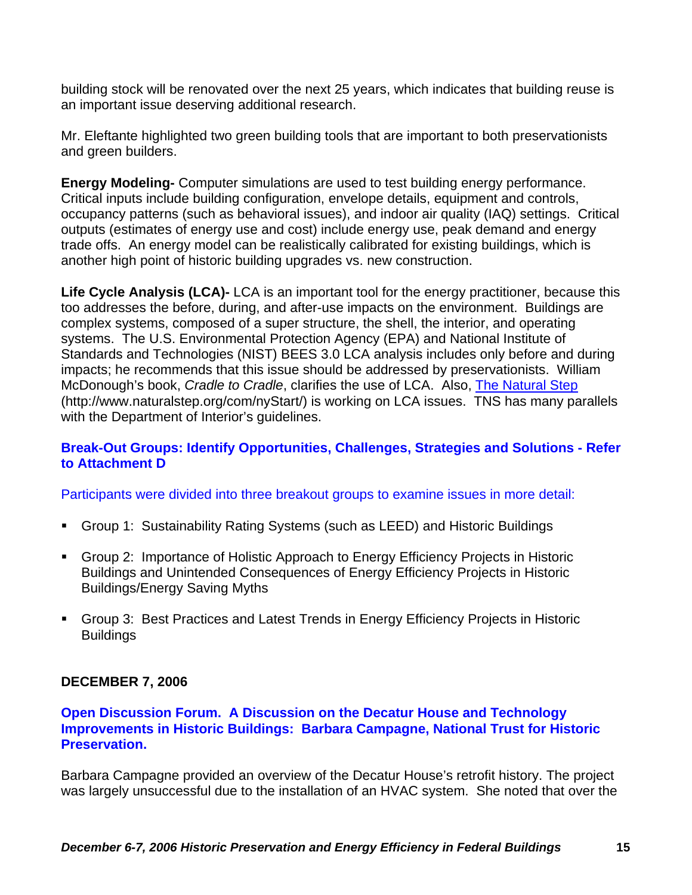building stock will be renovated over the next 25 years, which indicates that building reuse is an important issue deserving additional research.

Mr. Eleftante highlighted two green building tools that are important to both preservationists and green builders.

**Energy Modeling-** Computer simulations are used to test building energy performance. Critical inputs include building configuration, envelope details, equipment and controls, occupancy patterns (such as behavioral issues), and indoor air quality (IAQ) settings. Critical outputs (estimates of energy use and cost) include energy use, peak demand and energy trade offs. An energy model can be realistically calibrated for existing buildings, which is another high point of historic building upgrades vs. new construction.

**Life Cycle Analysis (LCA)-** LCA is an important tool for the energy practitioner, because this too addresses the before, during, and after-use impacts on the environment. Buildings are complex systems, composed of a super structure, the shell, the interior, and operating systems. The U.S. Environmental Protection Agency (EPA) and National Institute of Standards and Technologies (NIST) BEES 3.0 LCA analysis includes only before and during impacts; he recommends that this issue should be addressed by preservationists. William McDonough's book, *Cradle to Cradle*, clarifies the use of LCA. Also, [The Natural Step](http://www.naturalstep.org/com/nyStart/) (http://www.naturalstep.org/com/nyStart/) is working on LCA issues. TNS has many parallels with the Department of Interior's guidelines.

### Break-Out Groups: Identify Opportunities, Challenges, Strategies and Solutions - Refer to Attachment D

Participants were divided into three breakout groups to examine issues in more detail:

- Group 1: Sustainability Rating Systems (such as LEED) and Historic Buildings
- Group 2: Importance of Holistic Approach to Energy Efficiency Projects in Historic Buildings and Unintended Consequences of Energy Efficiency Projects in Historic Buildings/Energy Saving Myths
- Group 3: Best Practices and Latest Trends in Energy Efficiency Projects in Historic Buildings

## DECEMBER 7, 2006

### Open Discussion Forum. A Discussion on the Decatur House and Technology Improvements in Historic Buildings: Barbara Campagne, National Trust for Historic Preservation.

Barbara Campagne provided an overview of the Decatur House's retrofit history. The project was largely unsuccessful due to the installation of an HVAC system. She noted that over the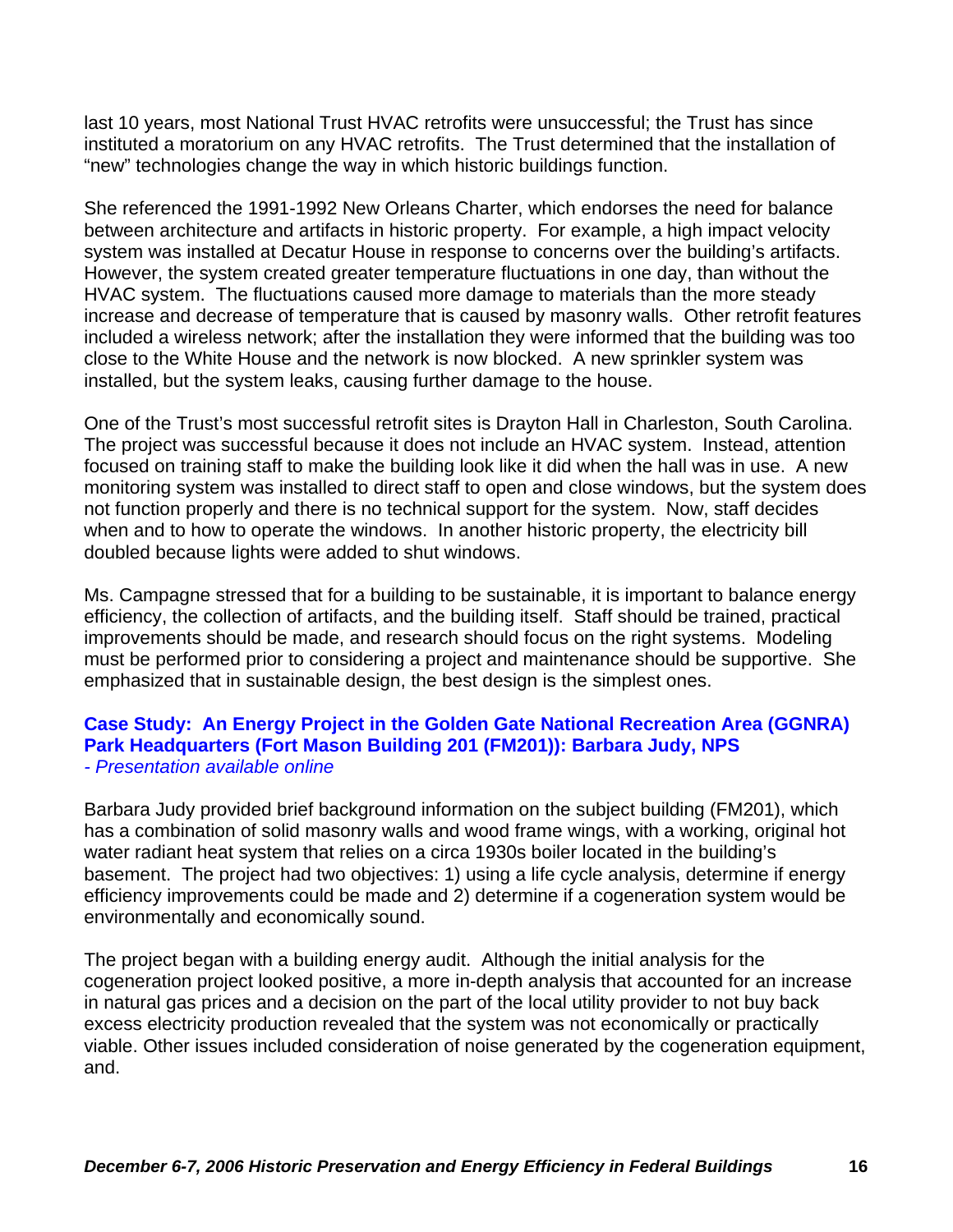last 10 years, most National Trust HVAC retrofits were unsuccessful; the Trust has since instituted a moratorium on any HVAC retrofits. The Trust determined that the installation of "new" technologies change the way in which historic buildings function.

She referenced the 1991-1992 New Orleans Charter, which endorses the need for balance between architecture and artifacts in historic property. For example, a high impact velocity system was installed at Decatur House in response to concerns over the building's artifacts. However, the system created greater temperature fluctuations in one day, than without the HVAC system. The fluctuations caused more damage to materials than the more steady increase and decrease of temperature that is caused by masonry walls. Other retrofit features included a wireless network; after the installation they were informed that the building was too close to the White House and the network is now blocked. A new sprinkler system was installed, but the system leaks, causing further damage to the house.

One of the Trust's most successful retrofit sites is Drayton Hall in Charleston, South Carolina. The project was successful because it does not include an HVAC system. Instead, attention focused on training staff to make the building look like it did when the hall was in use. A new monitoring system was installed to direct staff to open and close windows, but the system does not function properly and there is no technical support for the system. Now, staff decides when and to how to operate the windows. In another historic property, the electricity bill doubled because lights were added to shut windows.

Ms. Campagne stressed that for a building to be sustainable, it is important to balance energy efficiency, the collection of artifacts, and the building itself. Staff should be trained, practical improvements should be made, and research should focus on the right systems. Modeling must be performed prior to considering a project and maintenance should be supportive. She emphasized that in sustainable design, the best design is the simplest ones.

### Case Study: An Energy Project in the Golden Gate National Recreation Area (GGNRA) Park Headquarters (Fort Mason Building 201 (FM201)): Barbara Judy, NPS

*- Presentation available online*

Barbara Judy provided brief background information on the subject building (FM201), which has a combination of solid masonry walls and wood frame wings, with a working, original hot water radiant heat system that relies on a circa 1930s boiler located in the building's basement. The project had two objectives: 1) using a life cycle analysis, determine if energy efficiency improvements could be made and 2) determine if a cogeneration system would be environmentally and economically sound.

The project began with a building energy audit. Although the initial analysis for the cogeneration project looked positive, a more in-depth analysis that accounted for an increase in natural gas prices and a decision on the part of the local utility provider to not buy back excess electricity production revealed that the system was not economically or practically viable. Other issues included consideration of noise generated by the cogeneration equipment, and.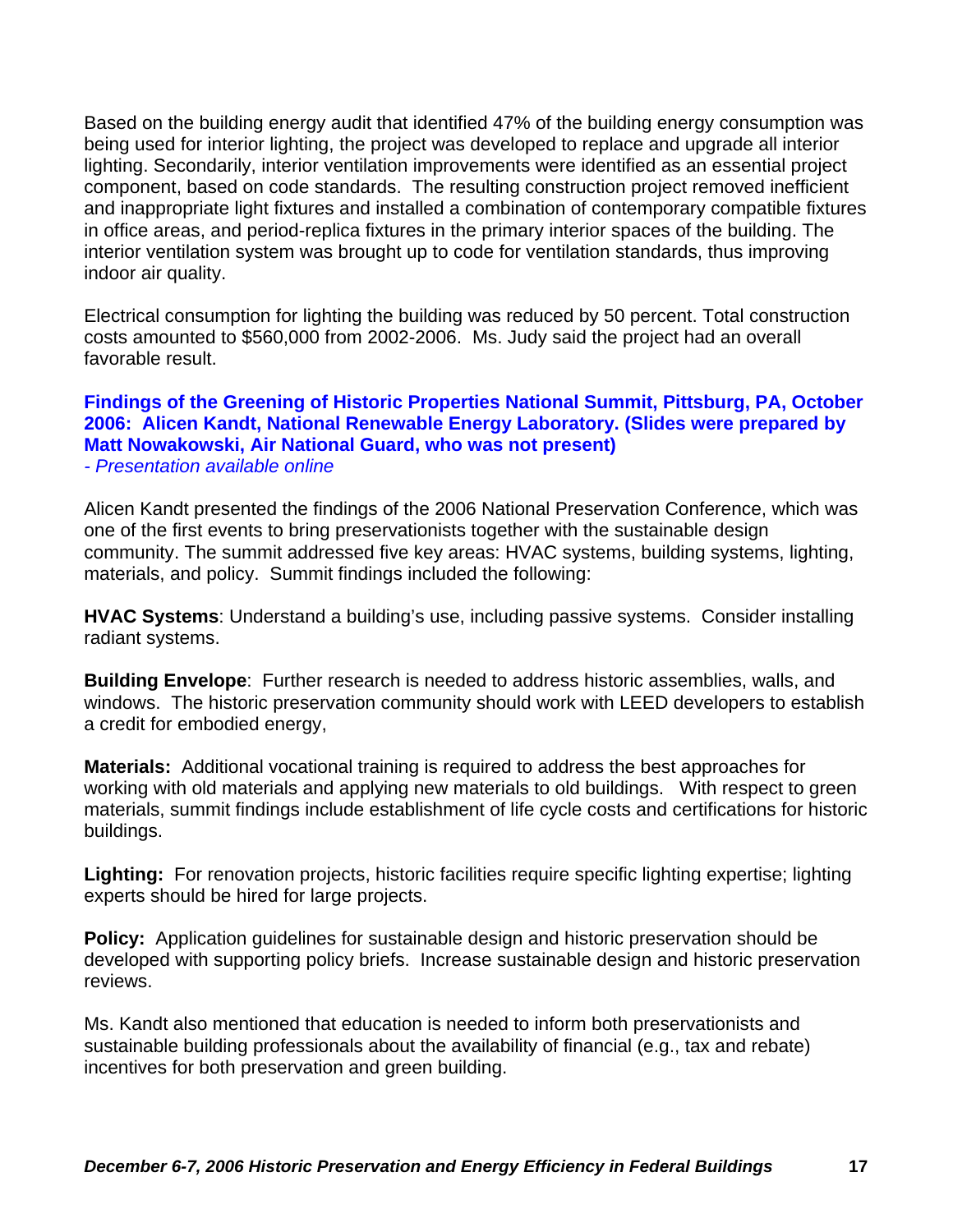Based on the building energy audit that identified 47% of the building energy consumption was being used for interior lighting, the project was developed to replace and upgrade all interior lighting. Secondarily, interior ventilation improvements were identified as an essential project component, based on code standards. The resulting construction project removed inefficient and inappropriate light fixtures and installed a combination of contemporary compatible fixtures in office areas, and period-replica fixtures in the primary interior spaces of the building. The interior ventilation system was brought up to code for ventilation standards, thus improving indoor air quality.

Electrical consumption for lighting the building was reduced by 50 percent. Total construction costs amounted to $560,000 from 2002-2006. Ms. Judy said the project had an overall favorable result.

### Findings of the Greening of Historic Properties National Summit, Pittsburg, PA, October 2006: Alicen Kandt, National Renewable Energy Laboratory. (Slides were prepared by Matt Nowakowski, Air National Guard, who was not present)

*- Presentation available online*

Alicen Kandt presented the findings of the 2006 National Preservation Conference, which was one of the first events to bring preservationists together with the sustainable design community. The summit addressed five key areas: HVAC systems, building systems, lighting, materials, and policy. Summit findings included the following:

**HVAC Systems**: Understand a building's use, including passive systems. Consider installing radiant systems.

**Building Envelope**: Further research is needed to address historic assemblies, walls, and windows. The historic preservation community should work with LEED developers to establish a credit for embodied energy,

**Materials:** Additional vocational training is required to address the best approaches for working with old materials and applying new materials to old buildings. With respect to green materials, summit findings include establishment of life cycle costs and certifications for historic buildings.

**Lighting:** For renovation projects, historic facilities require specific lighting expertise; lighting experts should be hired for large projects.

**Policy:** Application guidelines for sustainable design and historic preservation should be developed with supporting policy briefs. Increase sustainable design and historic preservation reviews.

Ms. Kandt also mentioned that education is needed to inform both preservationists and sustainable building professionals about the availability of financial (e.g., tax and rebate) incentives for both preservation and green building.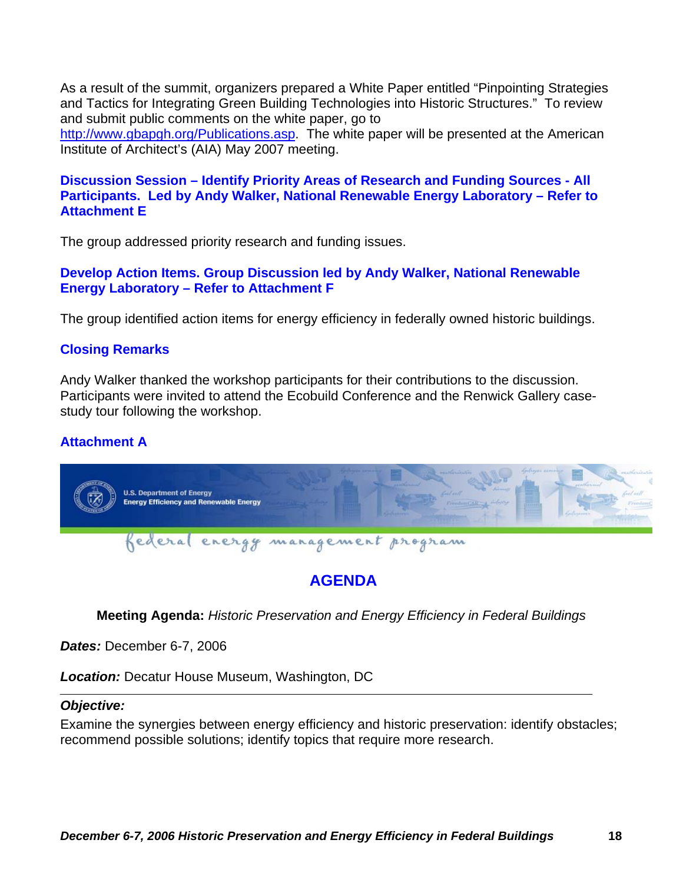As a result of the summit, organizers prepared a White Paper entitled "Pinpointing Strategies and Tactics for Integrating Green Building Technologies into Historic Structures." To review and submit public comments on the white paper, go to http://www.gbapgh.org/Publications.asp. The white paper will be presented at the American Institute of Architect's (AIA) May 2007 meeting.

### Discussion Session – Identify Priority Areas of Research and Funding Sources - All Participants. Led by Andy Walker, National Renewable Energy Laboratory – Refer to Attachment E

The group addressed priority research and funding issues.

### Develop Action Items. Group Discussion led by Andy Walker, National Renewable Energy Laboratory – Refer to Attachment F

The group identified action items for energy efficiency in federally owned historic buildings.

### Closing Remarks

Andy Walker thanked the workshop participants for their contributions to the discussion. Participants were invited to attend the Ecobuild Conference and the Renwick Gallery case-study tour following the workshop.

### Attachment A

U.S. Department of Energy
Energy Efficiency and Renewable Energy

federal energy management program

## AGENDA

**Meeting Agenda:** *Historic Preservation and Energy Efficiency in Federal Buildings*

***Dates:*** December 6-7, 2006

***Location:*** Decatur House Museum, Washington, DC

---

***Objective:***

Examine the synergies between energy efficiency and historic preservation: identify obstacles; recommend possible solutions; identify topics that require more research.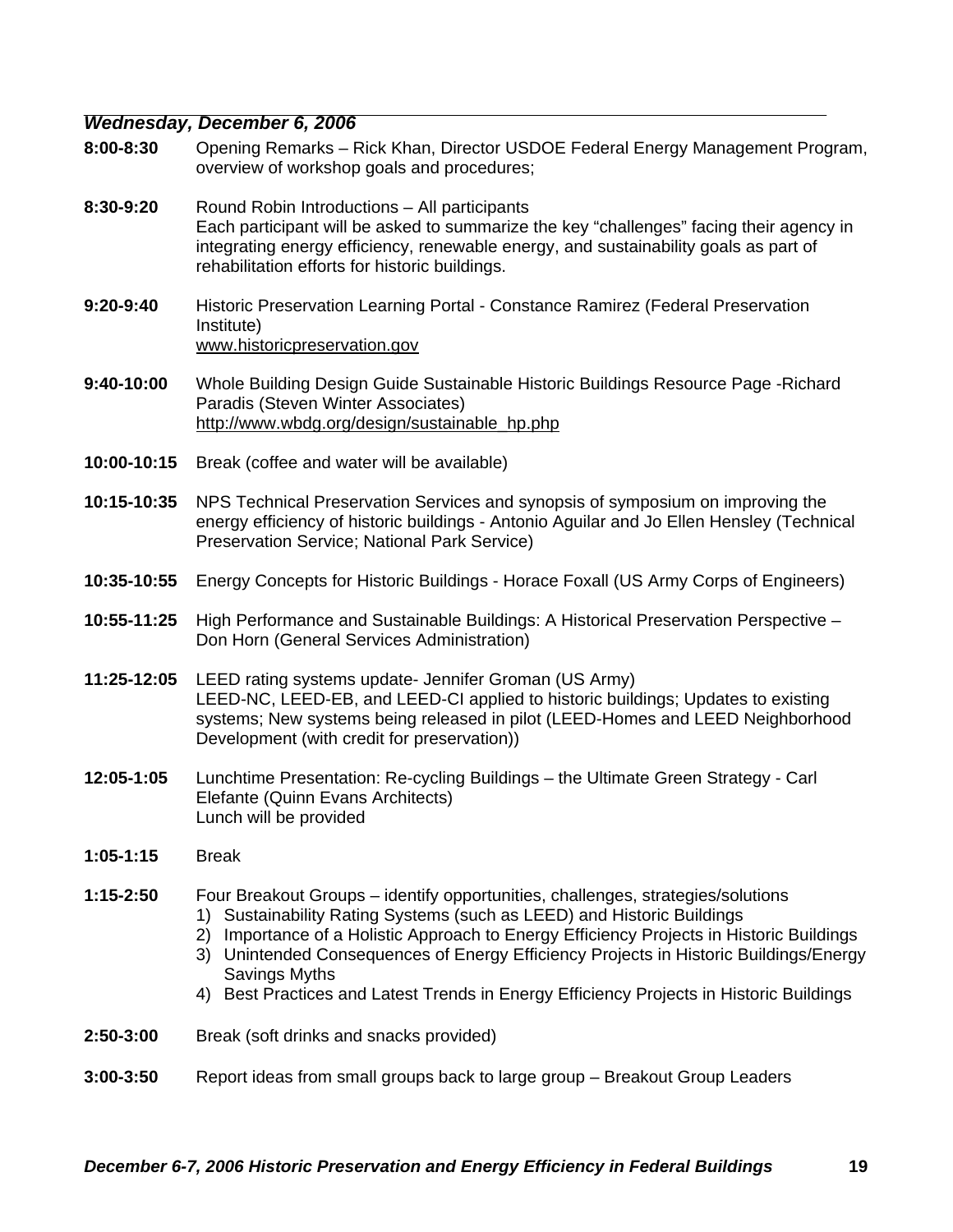***Wednesday, December 6, 2006***

**8:00-8:30** Opening Remarks – Rick Khan, Director USDOE Federal Energy Management Program, overview of workshop goals and procedures;

**8:30-9:20** Round Robin Introductions – All participants
Each participant will be asked to summarize the key "challenges" facing their agency in integrating energy efficiency, renewable energy, and sustainability goals as part of rehabilitation efforts for historic buildings.

**9:20-9:40** Historic Preservation Learning Portal - Constance Ramirez (Federal Preservation Institute)
www.historicpreservation.gov

**9:40-10:00** Whole Building Design Guide Sustainable Historic Buildings Resource Page -Richard Paradis (Steven Winter Associates)
http://www.wbdg.org/design/sustainable_hp.php

**10:00-10:15** Break (coffee and water will be available)

**10:15-10:35** NPS Technical Preservation Services and synopsis of symposium on improving the energy efficiency of historic buildings - Antonio Aguilar and Jo Ellen Hensley (Technical Preservation Service; National Park Service)

**10:35-10:55** Energy Concepts for Historic Buildings - Horace Foxall (US Army Corps of Engineers)

**10:55-11:25** High Performance and Sustainable Buildings: A Historical Preservation Perspective – Don Horn (General Services Administration)

**11:25-12:05** LEED rating systems update- Jennifer Groman (US Army)
LEED-NC, LEED-EB, and LEED-CI applied to historic buildings; Updates to existing systems; New systems being released in pilot (LEED-Homes and LEED Neighborhood Development (with credit for preservation))

**12:05-1:05** Lunchtime Presentation: Re-cycling Buildings – the Ultimate Green Strategy - Carl Elefante (Quinn Evans Architects)
Lunch will be provided

**1:05-1:15** Break

**1:15-2:50** Four Breakout Groups – identify opportunities, challenges, strategies/solutions

1) Sustainability Rating Systems (such as LEED) and Historic Buildings
2) Importance of a Holistic Approach to Energy Efficiency Projects in Historic Buildings
3) Unintended Consequences of Energy Efficiency Projects in Historic Buildings/Energy Savings Myths
4) Best Practices and Latest Trends in Energy Efficiency Projects in Historic Buildings

**2:50-3:00** Break (soft drinks and snacks provided)

**3:00-3:50** Report ideas from small groups back to large group – Breakout Group Leaders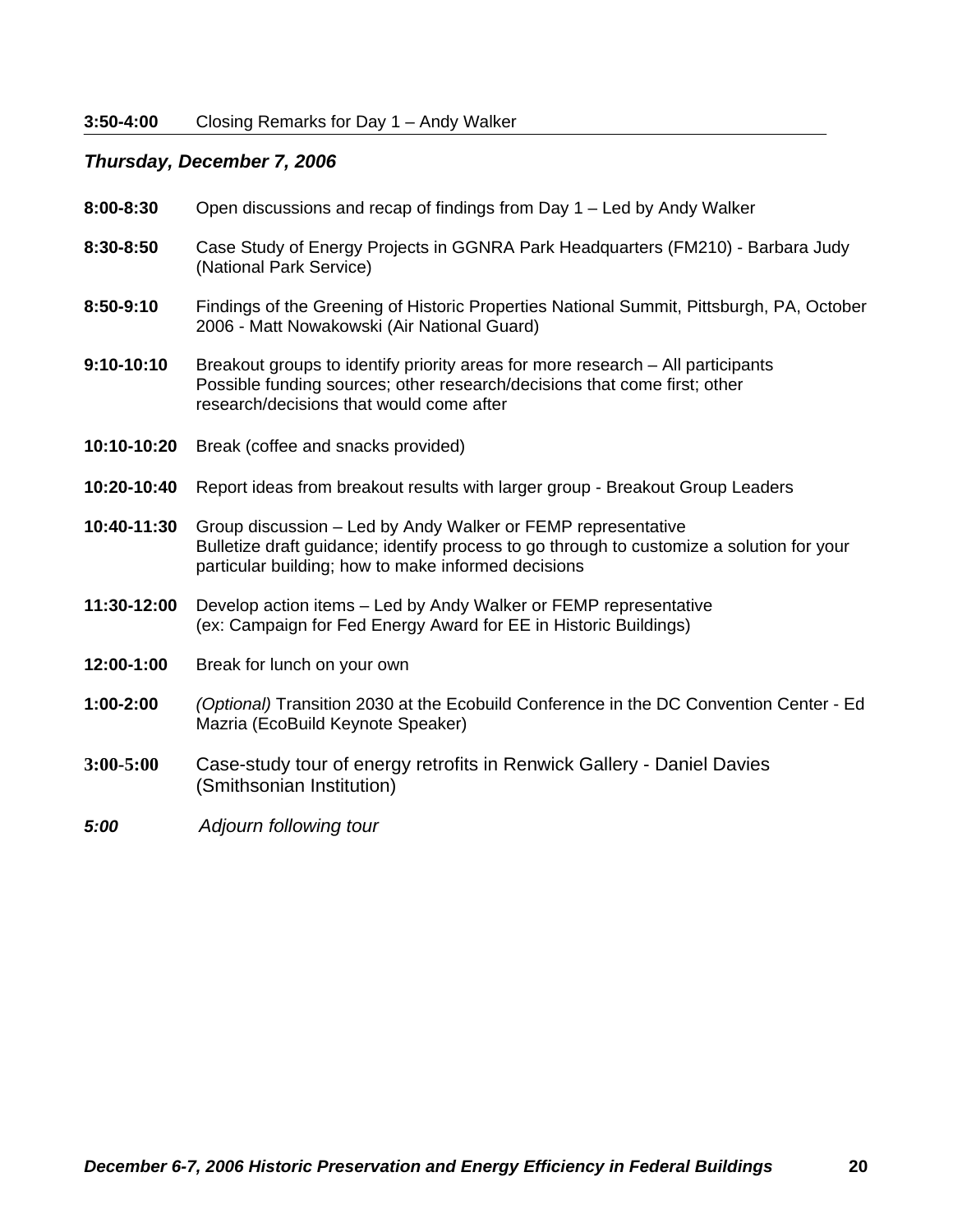**3:50-4:00** Closing Remarks for Day 1 – Andy Walker

### *Thursday, December 7, 2006*

**8:00-8:30** Open discussions and recap of findings from Day 1 – Led by Andy Walker

**8:30-8:50** Case Study of Energy Projects in GGNRA Park Headquarters (FM210) - Barbara Judy (National Park Service)

**8:50-9:10** Findings of the Greening of Historic Properties National Summit, Pittsburgh, PA, October 2006 - Matt Nowakowski (Air National Guard)

**9:10-10:10** Breakout groups to identify priority areas for more research – All participants
Possible funding sources; other research/decisions that come first; other research/decisions that would come after

**10:10-10:20** Break (coffee and snacks provided)

**10:20-10:40** Report ideas from breakout results with larger group - Breakout Group Leaders

**10:40-11:30** Group discussion – Led by Andy Walker or FEMP representative
Bulletize draft guidance; identify process to go through to customize a solution for your particular building; how to make informed decisions

**11:30-12:00** Develop action items – Led by Andy Walker or FEMP representative
(ex: Campaign for Fed Energy Award for EE in Historic Buildings)

**12:00-1:00** Break for lunch on your own

**1:00-2:00** *(Optional)* Transition 2030 at the Ecobuild Conference in the DC Convention Center - Ed Mazria (EcoBuild Keynote Speaker)

**3:00-5:00** Case-study tour of energy retrofits in Renwick Gallery - Daniel Davies (Smithsonian Institution)

***5:00*** *Adjourn following tour*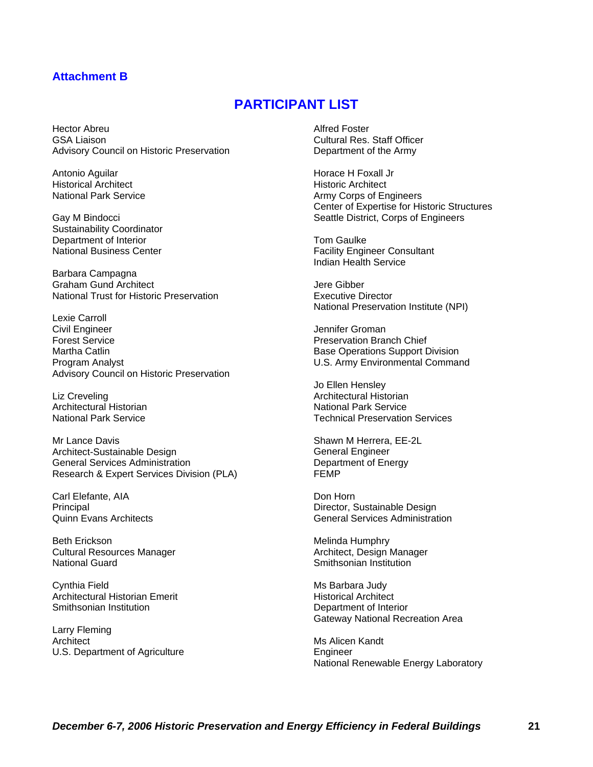**Attachment B**

## PARTICIPANT LIST

Hector Abreu
GSA Liaison
Advisory Council on Historic Preservation

Antonio Aguilar
Historical Architect
National Park Service

Gay M Bindocci
Sustainability Coordinator
Department of Interior
National Business Center

Barbara Campagna
Graham Gund Architect
National Trust for Historic Preservation

Lexie Carroll
Civil Engineer
Forest Service

Martha Catlin
Program Analyst
Advisory Council on Historic Preservation

Liz Creveling
Architectural Historian
National Park Service

Mr Lance Davis
Architect-Sustainable Design
General Services Administration
Research & Expert Services Division (PLA)

Carl Elefante, AIA
Principal
Quinn Evans Architects

Beth Erickson
Cultural Resources Manager
National Guard

Cynthia Field
Architectural Historian Emerit
Smithsonian Institution

Larry Fleming
Architect
U.S. Department of Agriculture

Alfred Foster
Cultural Res. Staff Officer
Department of the Army

Horace H Foxall Jr
Historic Architect
Army Corps of Engineers
Center of Expertise for Historic Structures
Seattle District, Corps of Engineers

Tom Gaulke
Facility Engineer Consultant
Indian Health Service

Jere Gibber
Executive Director
National Preservation Institute (NPI)

Jennifer Groman
Preservation Branch Chief
Base Operations Support Division
U.S. Army Environmental Command

Jo Ellen Hensley
Architectural Historian
National Park Service
Technical Preservation Services

Shawn M Herrera, EE-2L
General Engineer
Department of Energy
FEMP

Don Horn
Director, Sustainable Design
General Services Administration

Melinda Humphry
Architect, Design Manager
Smithsonian Institution

Ms Barbara Judy
Historical Architect
Department of Interior
Gateway National Recreation Area

Ms Alicen Kandt
Engineer
National Renewable Energy Laboratory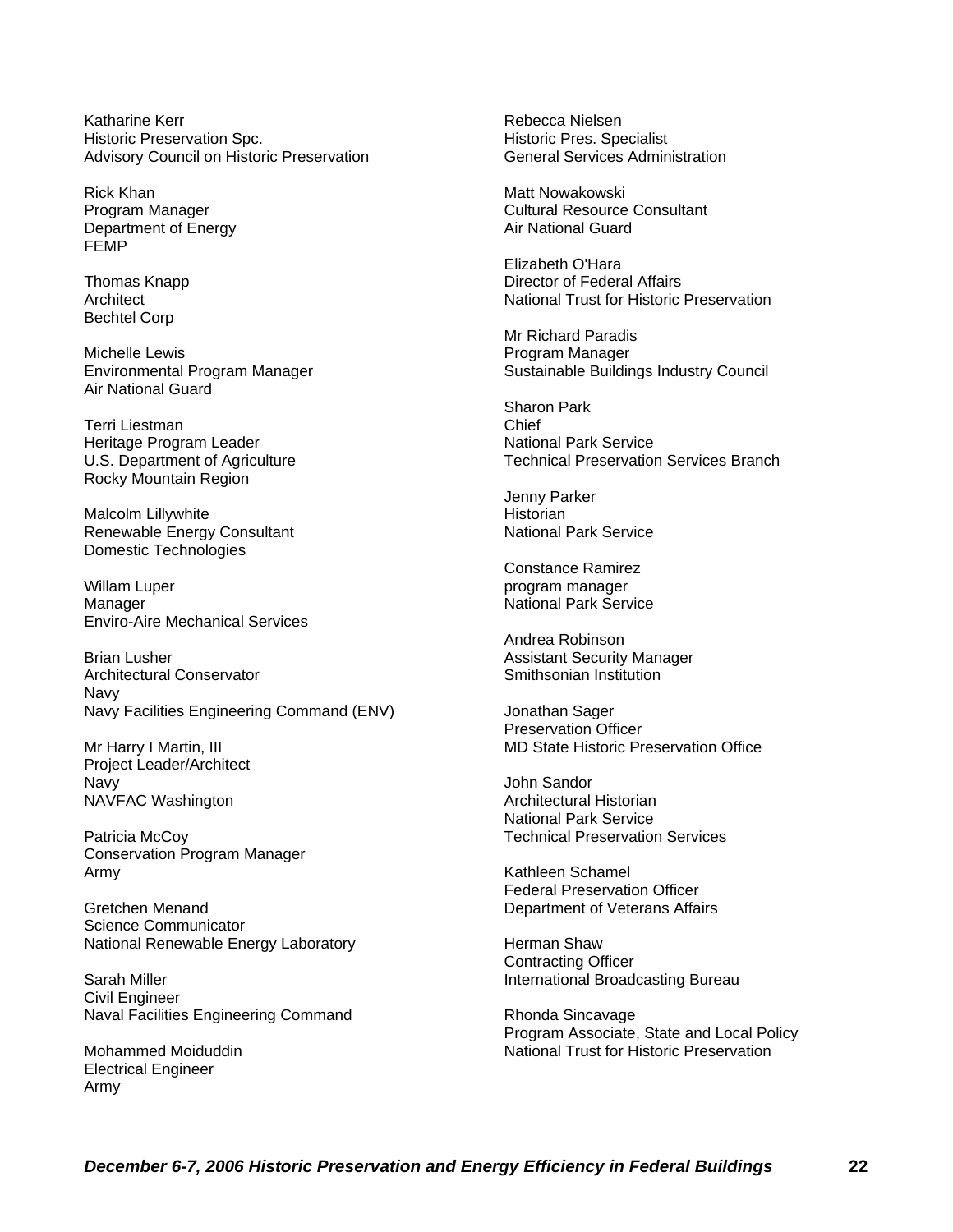Katharine Kerr
Historic Preservation Spc.
Advisory Council on Historic Preservation

Rick Khan
Program Manager
Department of Energy
FEMP

Thomas Knapp
Architect
Bechtel Corp

Michelle Lewis
Environmental Program Manager
Air National Guard

Terri Liestman
Heritage Program Leader
U.S. Department of Agriculture
Rocky Mountain Region

Malcolm Lillywhite
Renewable Energy Consultant
Domestic Technologies

Willam Luper
Manager
Enviro-Aire Mechanical Services

Brian Lusher
Architectural Conservator
Navy
Navy Facilities Engineering Command (ENV)

Mr Harry I Martin, III
Project Leader/Architect
Navy
NAVFAC Washington

Patricia McCoy
Conservation Program Manager
Army

Gretchen Menand
Science Communicator
National Renewable Energy Laboratory

Sarah Miller
Civil Engineer
Naval Facilities Engineering Command

Mohammed Moiduddin
Electrical Engineer
Army

Rebecca Nielsen
Historic Pres. Specialist
General Services Administration

Matt Nowakowski
Cultural Resource Consultant
Air National Guard

Elizabeth O'Hara
Director of Federal Affairs
National Trust for Historic Preservation

Mr Richard Paradis
Program Manager
Sustainable Buildings Industry Council

Sharon Park
Chief
National Park Service
Technical Preservation Services Branch

Jenny Parker
Historian
National Park Service

Constance Ramirez
program manager
National Park Service

Andrea Robinson
Assistant Security Manager
Smithsonian Institution

Jonathan Sager
Preservation Officer
MD State Historic Preservation Office

John Sandor
Architectural Historian
National Park Service
Technical Preservation Services

Kathleen Schamel
Federal Preservation Officer
Department of Veterans Affairs

Herman Shaw
Contracting Officer
International Broadcasting Bureau

Rhonda Sincavage
Program Associate, State and Local Policy
National Trust for Historic Preservation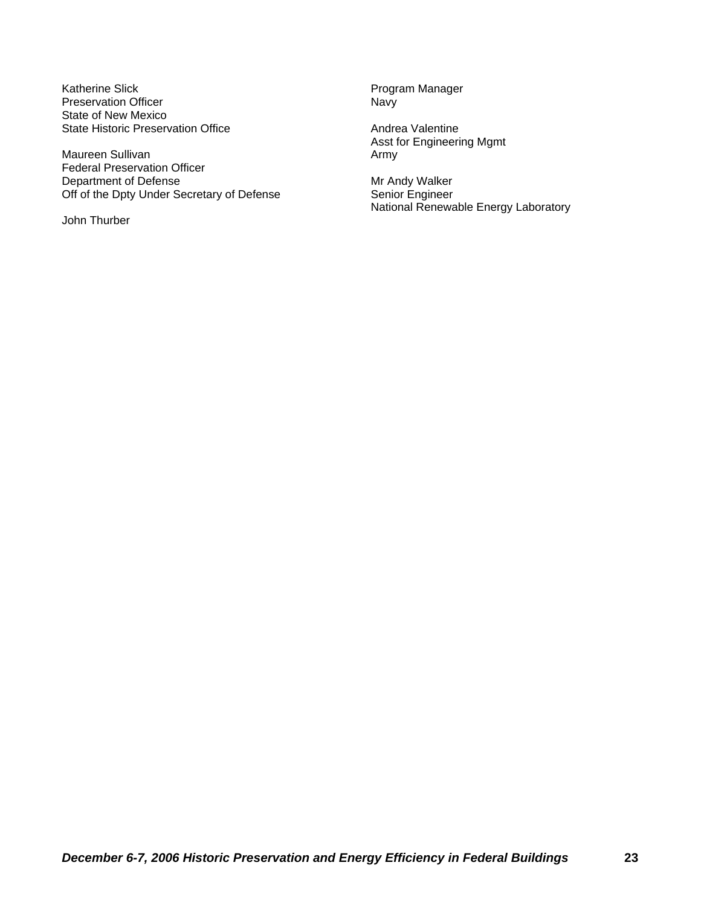Katherine Slick
Preservation Officer
State of New Mexico
State Historic Preservation Office

Maureen Sullivan
Federal Preservation Officer
Department of Defense
Off of the Dpty Under Secretary of Defense

John Thurber
Program Manager
Navy

Andrea Valentine
Asst for Engineering Mgmt
Army

Mr Andy Walker
Senior Engineer
National Renewable Energy Laboratory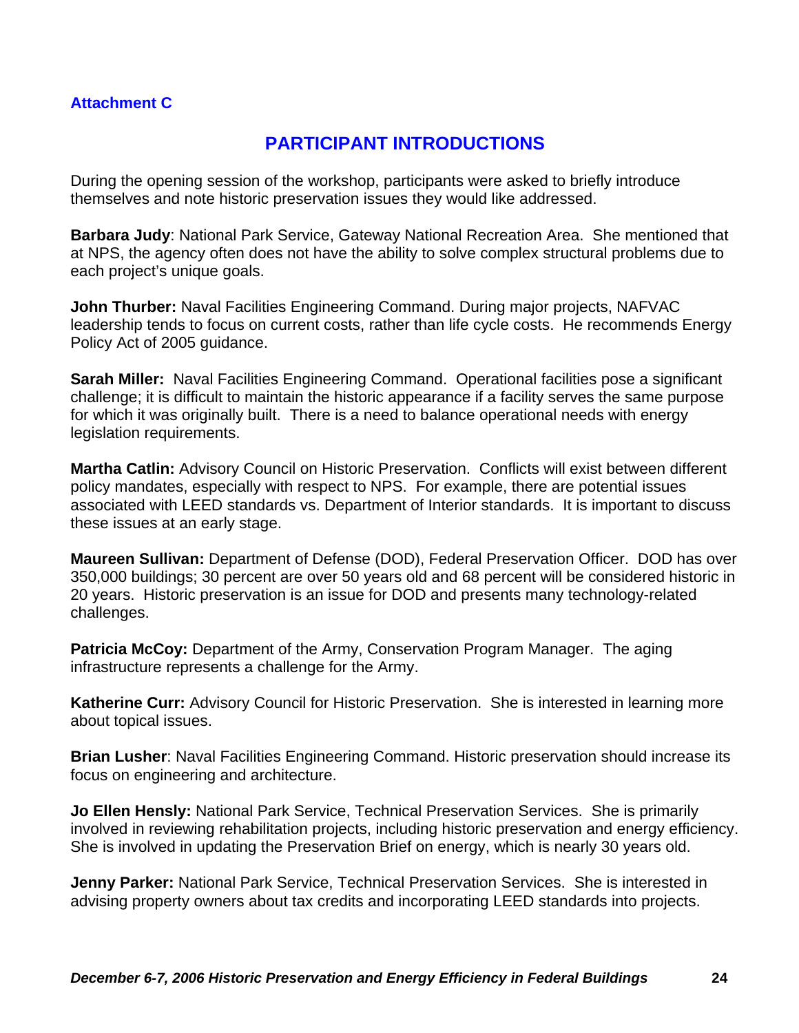**Attachment C**

# PARTICIPANT INTRODUCTIONS

During the opening session of the workshop, participants were asked to briefly introduce themselves and note historic preservation issues they would like addressed.

**Barbara Judy**: National Park Service, Gateway National Recreation Area. She mentioned that at NPS, the agency often does not have the ability to solve complex structural problems due to each project's unique goals.

**John Thurber:** Naval Facilities Engineering Command. During major projects, NAFVAC leadership tends to focus on current costs, rather than life cycle costs. He recommends Energy Policy Act of 2005 guidance.

**Sarah Miller:** Naval Facilities Engineering Command. Operational facilities pose a significant challenge; it is difficult to maintain the historic appearance if a facility serves the same purpose for which it was originally built. There is a need to balance operational needs with energy legislation requirements.

**Martha Catlin:** Advisory Council on Historic Preservation. Conflicts will exist between different policy mandates, especially with respect to NPS. For example, there are potential issues associated with LEED standards vs. Department of Interior standards. It is important to discuss these issues at an early stage.

**Maureen Sullivan:** Department of Defense (DOD), Federal Preservation Officer. DOD has over 350,000 buildings; 30 percent are over 50 years old and 68 percent will be considered historic in 20 years. Historic preservation is an issue for DOD and presents many technology-related challenges.

**Patricia McCoy:** Department of the Army, Conservation Program Manager. The aging infrastructure represents a challenge for the Army.

**Katherine Curr:** Advisory Council for Historic Preservation. She is interested in learning more about topical issues.

**Brian Lusher**: Naval Facilities Engineering Command. Historic preservation should increase its focus on engineering and architecture.

**Jo Ellen Hensly:** National Park Service, Technical Preservation Services. She is primarily involved in reviewing rehabilitation projects, including historic preservation and energy efficiency. She is involved in updating the Preservation Brief on energy, which is nearly 30 years old.

**Jenny Parker:** National Park Service, Technical Preservation Services. She is interested in advising property owners about tax credits and incorporating LEED standards into projects.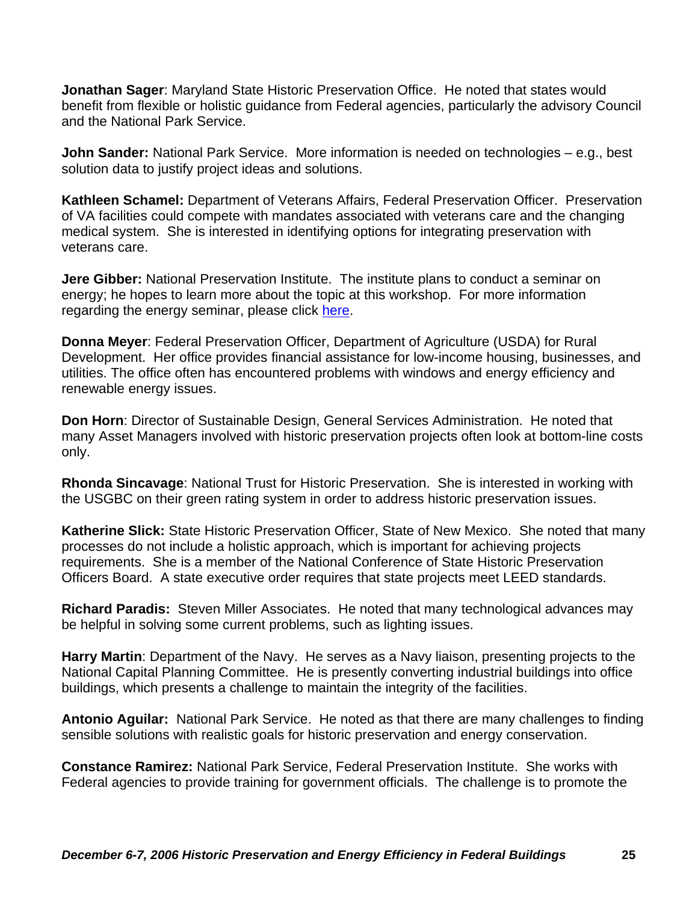**Jonathan Sager**: Maryland State Historic Preservation Office. He noted that states would benefit from flexible or holistic guidance from Federal agencies, particularly the advisory Council and the National Park Service.

**John Sander:** National Park Service. More information is needed on technologies – e.g., best solution data to justify project ideas and solutions.

**Kathleen Schamel:** Department of Veterans Affairs, Federal Preservation Officer. Preservation of VA facilities could compete with mandates associated with veterans care and the changing medical system. She is interested in identifying options for integrating preservation with veterans care.

**Jere Gibber:** National Preservation Institute. The institute plans to conduct a seminar on energy; he hopes to learn more about the topic at this workshop. For more information regarding the energy seminar, please click here.

**Donna Meyer**: Federal Preservation Officer, Department of Agriculture (USDA) for Rural Development. Her office provides financial assistance for low-income housing, businesses, and utilities. The office often has encountered problems with windows and energy efficiency and renewable energy issues.

**Don Horn**: Director of Sustainable Design, General Services Administration. He noted that many Asset Managers involved with historic preservation projects often look at bottom-line costs only.

**Rhonda Sincavage**: National Trust for Historic Preservation. She is interested in working with the USGBC on their green rating system in order to address historic preservation issues.

**Katherine Slick:** State Historic Preservation Officer, State of New Mexico. She noted that many processes do not include a holistic approach, which is important for achieving projects requirements. She is a member of the National Conference of State Historic Preservation Officers Board. A state executive order requires that state projects meet LEED standards.

**Richard Paradis:** Steven Miller Associates. He noted that many technological advances may be helpful in solving some current problems, such as lighting issues.

**Harry Martin**: Department of the Navy. He serves as a Navy liaison, presenting projects to the National Capital Planning Committee. He is presently converting industrial buildings into office buildings, which presents a challenge to maintain the integrity of the facilities.

**Antonio Aguilar:** National Park Service. He noted as that there are many challenges to finding sensible solutions with realistic goals for historic preservation and energy conservation.

**Constance Ramirez:** National Park Service, Federal Preservation Institute. She works with Federal agencies to provide training for government officials. The challenge is to promote the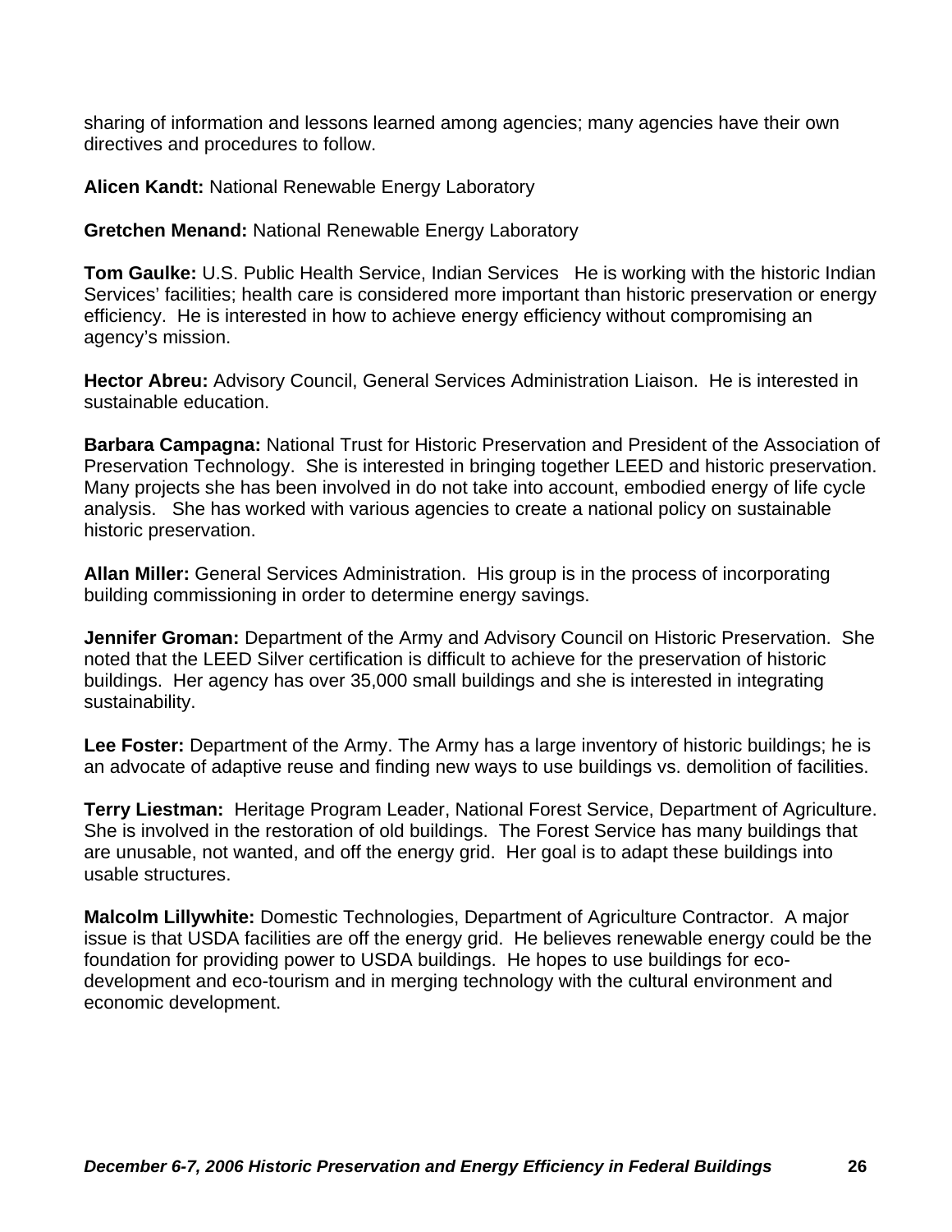sharing of information and lessons learned among agencies; many agencies have their own directives and procedures to follow.

**Alicen Kandt:** National Renewable Energy Laboratory

**Gretchen Menand:** National Renewable Energy Laboratory

**Tom Gaulke:** U.S. Public Health Service, Indian Services He is working with the historic Indian Services' facilities; health care is considered more important than historic preservation or energy efficiency. He is interested in how to achieve energy efficiency without compromising an agency's mission.

**Hector Abreu:** Advisory Council, General Services Administration Liaison. He is interested in sustainable education.

**Barbara Campagna:** National Trust for Historic Preservation and President of the Association of Preservation Technology. She is interested in bringing together LEED and historic preservation. Many projects she has been involved in do not take into account, embodied energy of life cycle analysis. She has worked with various agencies to create a national policy on sustainable historic preservation.

**Allan Miller:** General Services Administration. His group is in the process of incorporating building commissioning in order to determine energy savings.

**Jennifer Groman:** Department of the Army and Advisory Council on Historic Preservation. She noted that the LEED Silver certification is difficult to achieve for the preservation of historic buildings. Her agency has over 35,000 small buildings and she is interested in integrating sustainability.

**Lee Foster:** Department of the Army. The Army has a large inventory of historic buildings; he is an advocate of adaptive reuse and finding new ways to use buildings vs. demolition of facilities.

**Terry Liestman:** Heritage Program Leader, National Forest Service, Department of Agriculture. She is involved in the restoration of old buildings. The Forest Service has many buildings that are unusable, not wanted, and off the energy grid. Her goal is to adapt these buildings into usable structures.

**Malcolm Lillywhite:** Domestic Technologies, Department of Agriculture Contractor. A major issue is that USDA facilities are off the energy grid. He believes renewable energy could be the foundation for providing power to USDA buildings. He hopes to use buildings for eco-development and eco-tourism and in merging technology with the cultural environment and economic development.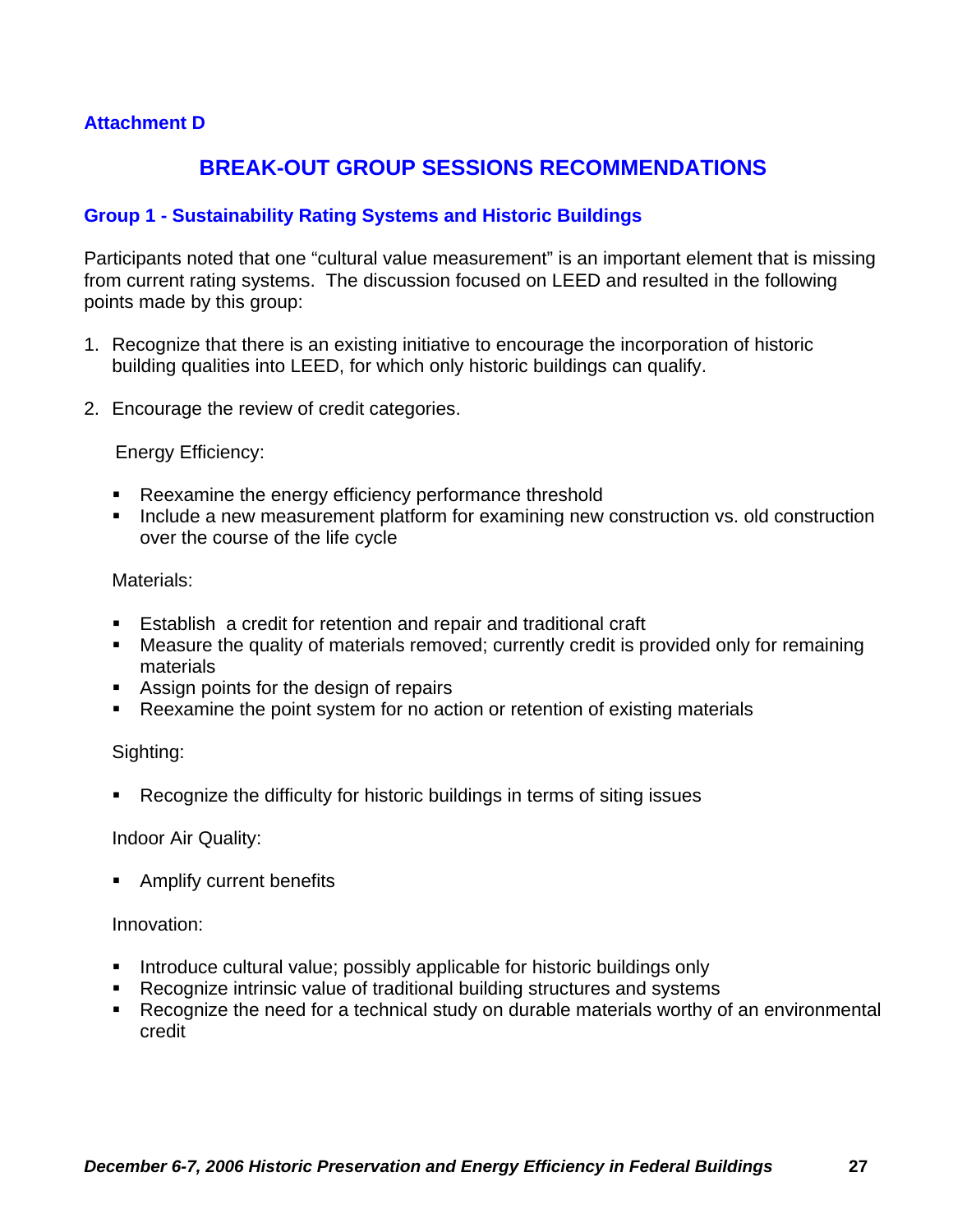**Attachment D**

# BREAK-OUT GROUP SESSIONS RECOMMENDATIONS

## Group 1 - Sustainability Rating Systems and Historic Buildings

Participants noted that one "cultural value measurement" is an important element that is missing from current rating systems. The discussion focused on LEED and resulted in the following points made by this group:

1. Recognize that there is an existing initiative to encourage the incorporation of historic building qualities into LEED, for which only historic buildings can qualify.

2. Encourage the review of credit categories.

   Energy Efficiency:

   - Reexamine the energy efficiency performance threshold
   - Include a new measurement platform for examining new construction vs. old construction over the course of the life cycle

   Materials:

   - Establish a credit for retention and repair and traditional craft
   - Measure the quality of materials removed; currently credit is provided only for remaining materials
   - Assign points for the design of repairs
   - Reexamine the point system for no action or retention of existing materials

   Sighting:

   - Recognize the difficulty for historic buildings in terms of siting issues

   Indoor Air Quality:

   - Amplify current benefits

   Innovation:

   - Introduce cultural value; possibly applicable for historic buildings only
   - Recognize intrinsic value of traditional building structures and systems
   - Recognize the need for a technical study on durable materials worthy of an environmental credit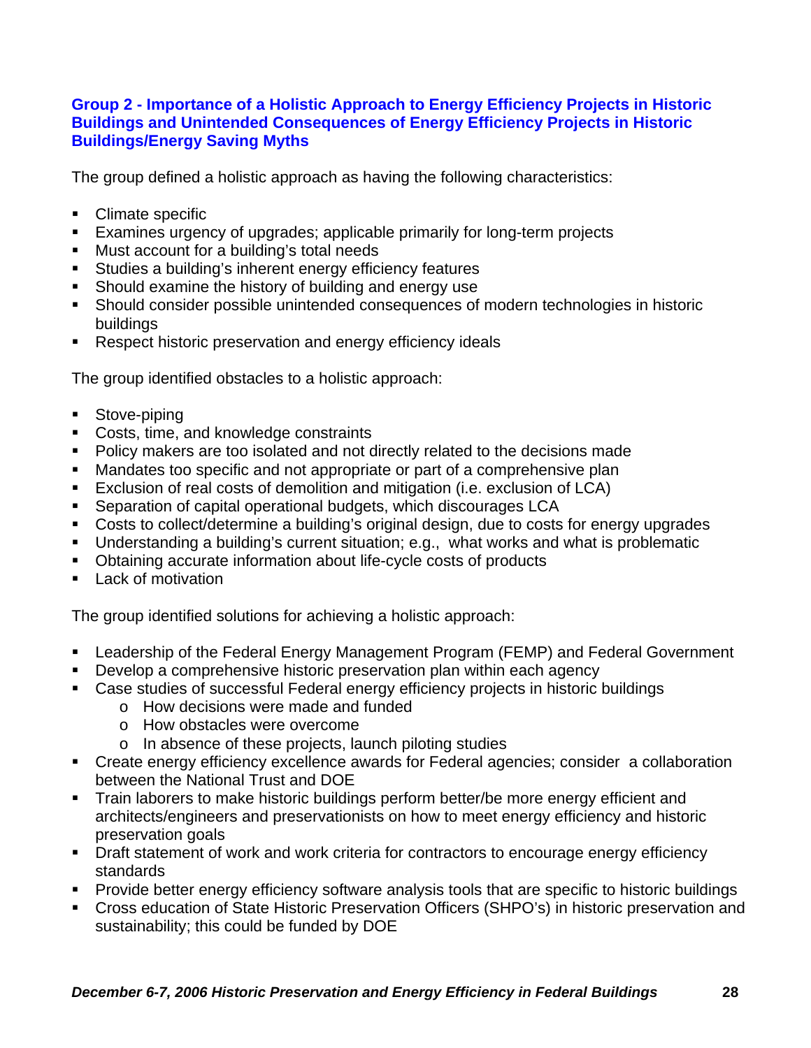### Group 2 - Importance of a Holistic Approach to Energy Efficiency Projects in Historic Buildings and Unintended Consequences of Energy Efficiency Projects in Historic Buildings/Energy Saving Myths

The group defined a holistic approach as having the following characteristics:

- Climate specific
- Examines urgency of upgrades; applicable primarily for long-term projects
- Must account for a building's total needs
- Studies a building's inherent energy efficiency features
- Should examine the history of building and energy use
- Should consider possible unintended consequences of modern technologies in historic buildings
- Respect historic preservation and energy efficiency ideals

The group identified obstacles to a holistic approach:

- Stove-piping
- Costs, time, and knowledge constraints
- Policy makers are too isolated and not directly related to the decisions made
- Mandates too specific and not appropriate or part of a comprehensive plan
- Exclusion of real costs of demolition and mitigation (i.e. exclusion of LCA)
- Separation of capital operational budgets, which discourages LCA
- Costs to collect/determine a building's original design, due to costs for energy upgrades
- Understanding a building's current situation; e.g., what works and what is problematic
- Obtaining accurate information about life-cycle costs of products
- Lack of motivation

The group identified solutions for achieving a holistic approach:

- Leadership of the Federal Energy Management Program (FEMP) and Federal Government
- Develop a comprehensive historic preservation plan within each agency
- Case studies of successful Federal energy efficiency projects in historic buildings
  - How decisions were made and funded
  - How obstacles were overcome
  - In absence of these projects, launch piloting studies
- Create energy efficiency excellence awards for Federal agencies; consider a collaboration between the National Trust and DOE
- Train laborers to make historic buildings perform better/be more energy efficient and architects/engineers and preservationists on how to meet energy efficiency and historic preservation goals
- Draft statement of work and work criteria for contractors to encourage energy efficiency standards
- Provide better energy efficiency software analysis tools that are specific to historic buildings
- Cross education of State Historic Preservation Officers (SHPO's) in historic preservation and sustainability; this could be funded by DOE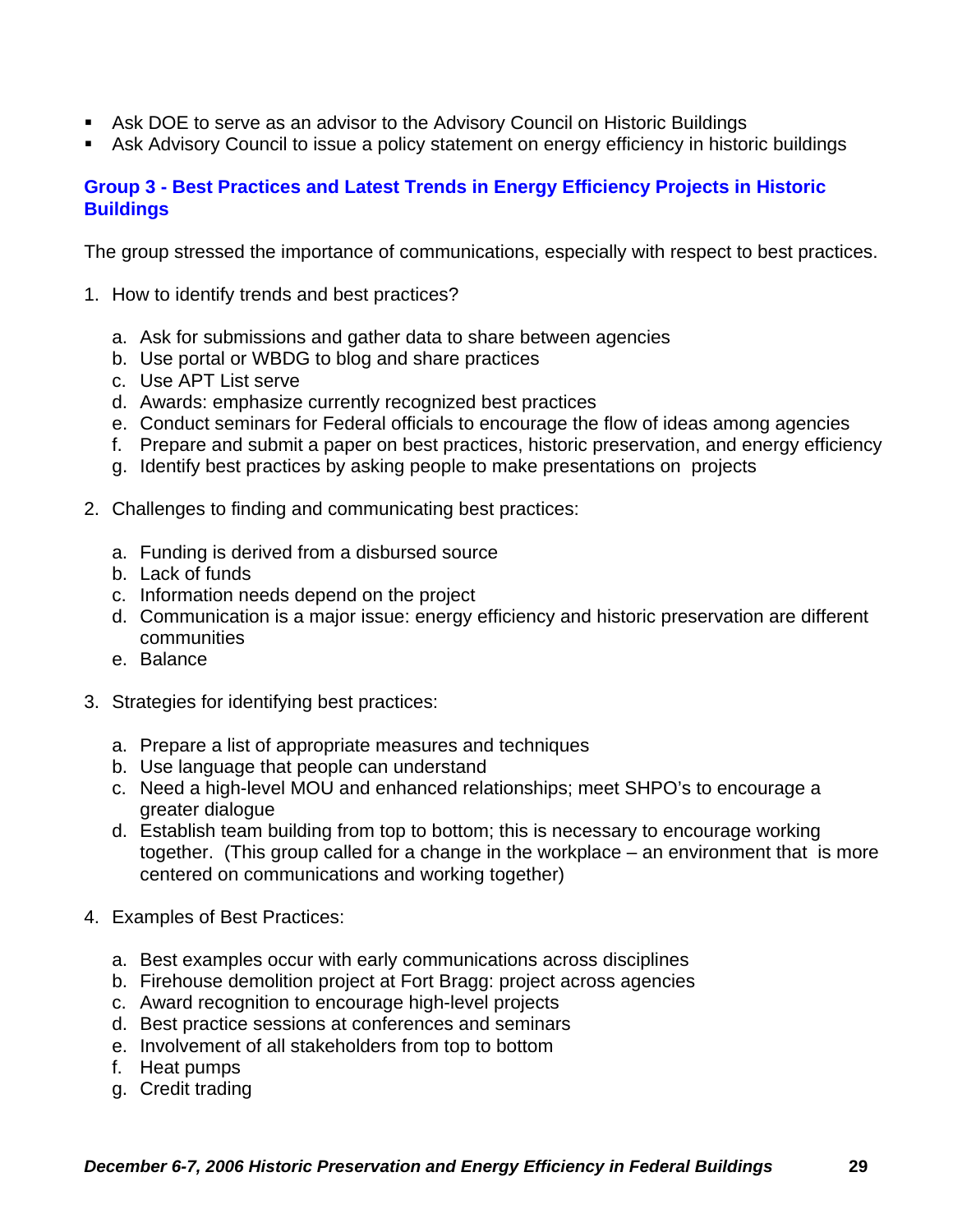- Ask DOE to serve as an advisor to the Advisory Council on Historic Buildings
- Ask Advisory Council to issue a policy statement on energy efficiency in historic buildings

### Group 3 - Best Practices and Latest Trends in Energy Efficiency Projects in Historic Buildings

The group stressed the importance of communications, especially with respect to best practices.

1. How to identify trends and best practices?

   a. Ask for submissions and gather data to share between agencies
   b. Use portal or WBDG to blog and share practices
   c. Use APT List serve
   d. Awards: emphasize currently recognized best practices
   e. Conduct seminars for Federal officials to encourage the flow of ideas among agencies
   f. Prepare and submit a paper on best practices, historic preservation, and energy efficiency
   g. Identify best practices by asking people to make presentations on projects

2. Challenges to finding and communicating best practices:

   a. Funding is derived from a disbursed source
   b. Lack of funds
   c. Information needs depend on the project
   d. Communication is a major issue: energy efficiency and historic preservation are different communities
   e. Balance

3. Strategies for identifying best practices:

   a. Prepare a list of appropriate measures and techniques
   b. Use language that people can understand
   c. Need a high-level MOU and enhanced relationships; meet SHPO's to encourage a greater dialogue
   d. Establish team building from top to bottom; this is necessary to encourage working together. (This group called for a change in the workplace – an environment that is more centered on communications and working together)

4. Examples of Best Practices:

   a. Best examples occur with early communications across disciplines
   b. Firehouse demolition project at Fort Bragg: project across agencies
   c. Award recognition to encourage high-level projects
   d. Best practice sessions at conferences and seminars
   e. Involvement of all stakeholders from top to bottom
   f. Heat pumps
   g. Credit trading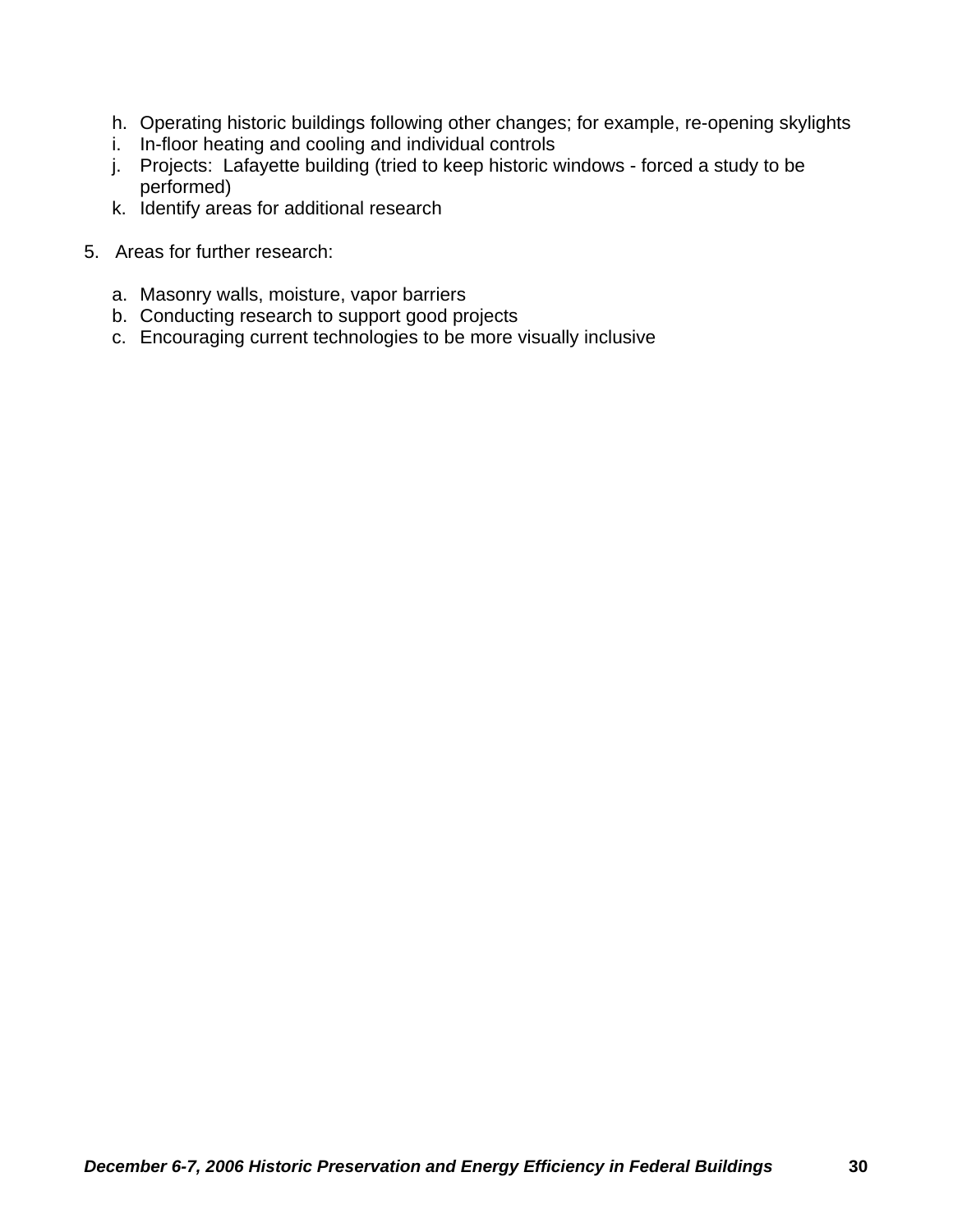h. Operating historic buildings following other changes; for example, re-opening skylights
i. In-floor heating and cooling and individual controls
j. Projects: Lafayette building (tried to keep historic windows - forced a study to be performed)
k. Identify areas for additional research

5. Areas for further research:

   a. Masonry walls, moisture, vapor barriers
   b. Conducting research to support good projects
   c. Encouraging current technologies to be more visually inclusive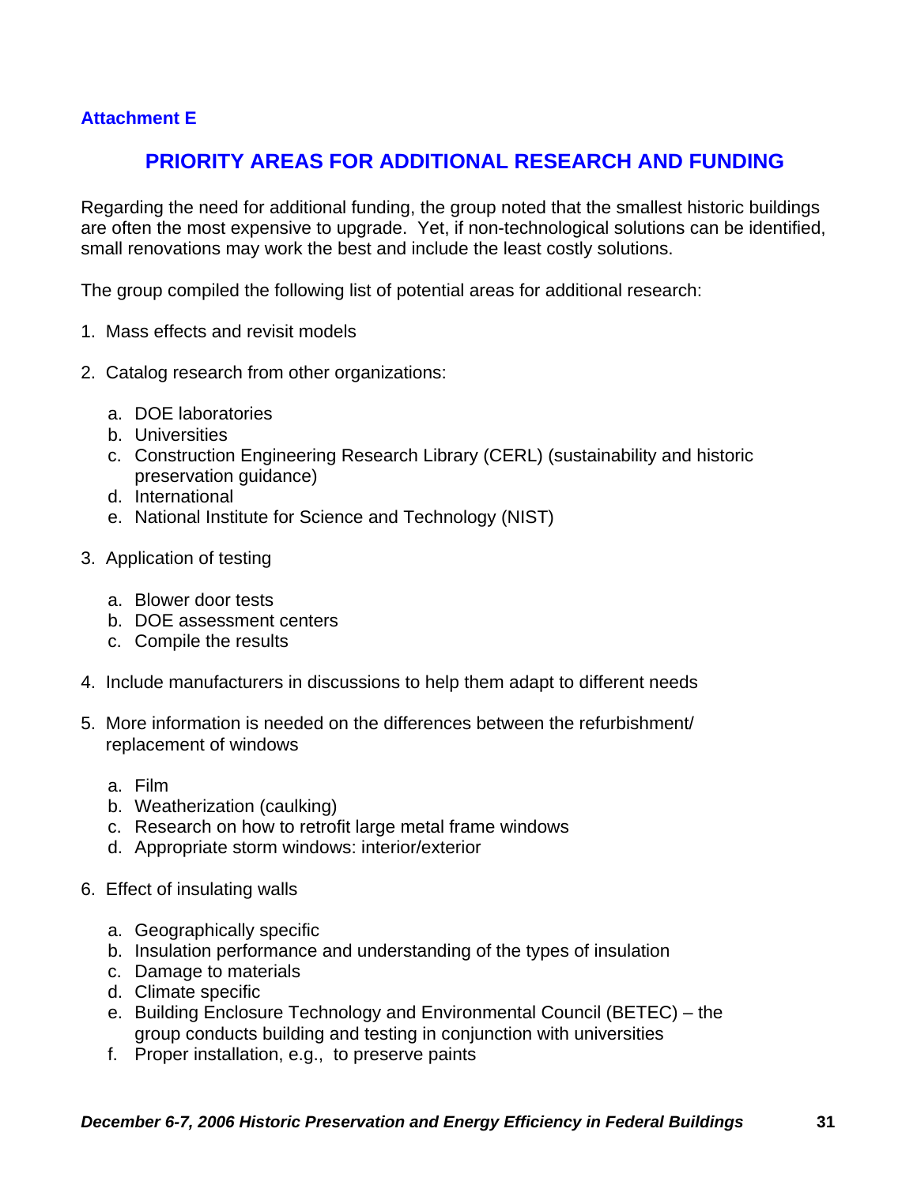**Attachment E**

## PRIORITY AREAS FOR ADDITIONAL RESEARCH AND FUNDING

Regarding the need for additional funding, the group noted that the smallest historic buildings are often the most expensive to upgrade. Yet, if non-technological solutions can be identified, small renovations may work the best and include the least costly solutions.

The group compiled the following list of potential areas for additional research:

1. Mass effects and revisit models

2. Catalog research from other organizations:

   a. DOE laboratories
   b. Universities
   c. Construction Engineering Research Library (CERL) (sustainability and historic preservation guidance)
   d. International
   e. National Institute for Science and Technology (NIST)

3. Application of testing

   a. Blower door tests
   b. DOE assessment centers
   c. Compile the results

4. Include manufacturers in discussions to help them adapt to different needs

5. More information is needed on the differences between the refurbishment/ replacement of windows

   a. Film
   b. Weatherization (caulking)
   c. Research on how to retrofit large metal frame windows
   d. Appropriate storm windows: interior/exterior

6. Effect of insulating walls

   a. Geographically specific
   b. Insulation performance and understanding of the types of insulation
   c. Damage to materials
   d. Climate specific
   e. Building Enclosure Technology and Environmental Council (BETEC) – the group conducts building and testing in conjunction with universities
   f. Proper installation, e.g., to preserve paints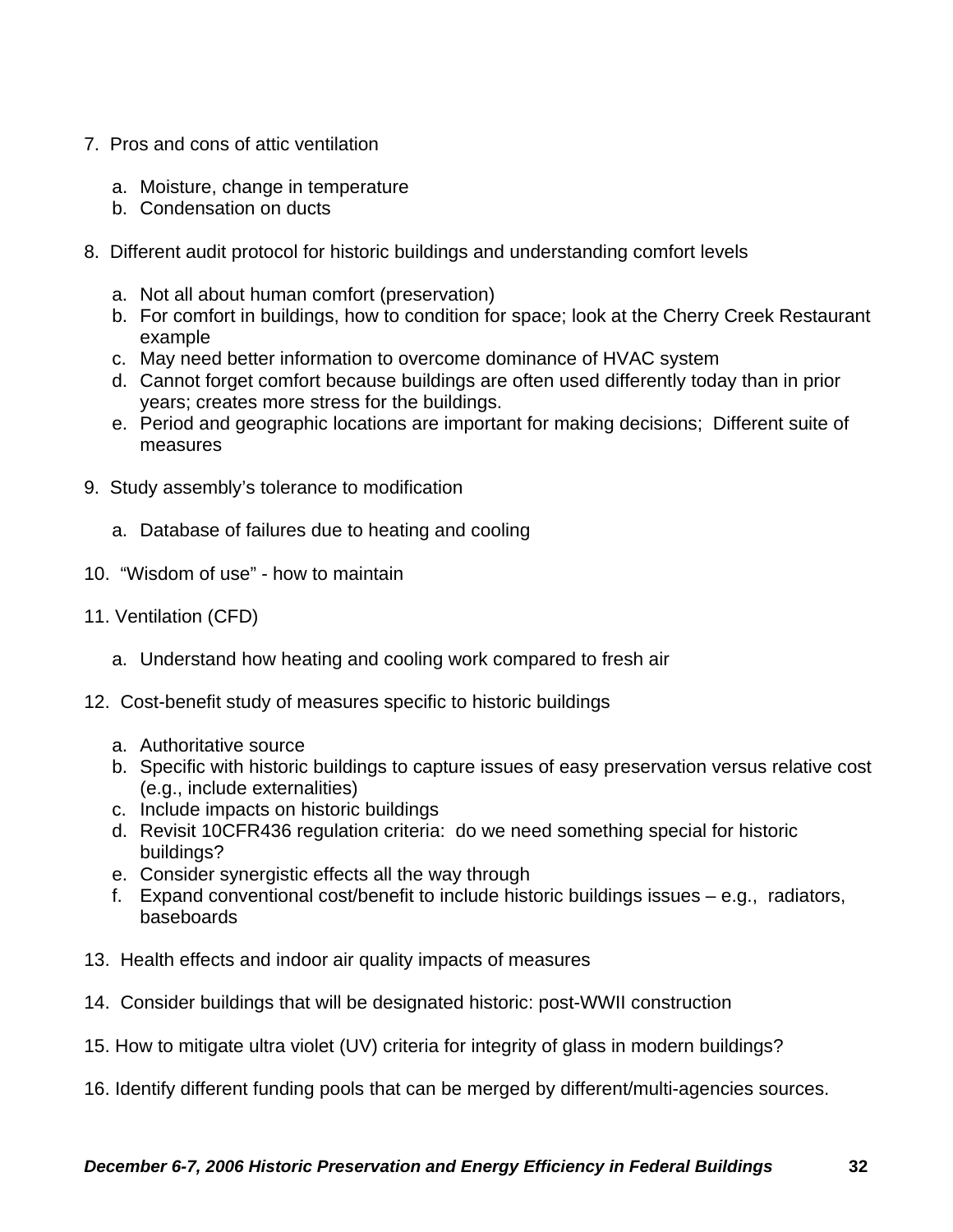7. Pros and cons of attic ventilation

   a. Moisture, change in temperature
   b. Condensation on ducts

8. Different audit protocol for historic buildings and understanding comfort levels

   a. Not all about human comfort (preservation)
   b. For comfort in buildings, how to condition for space; look at the Cherry Creek Restaurant example
   c. May need better information to overcome dominance of HVAC system
   d. Cannot forget comfort because buildings are often used differently today than in prior years; creates more stress for the buildings.
   e. Period and geographic locations are important for making decisions; Different suite of measures

9. Study assembly's tolerance to modification

   a. Database of failures due to heating and cooling

10. "Wisdom of use" - how to maintain

11. Ventilation (CFD)

    a. Understand how heating and cooling work compared to fresh air

12. Cost-benefit study of measures specific to historic buildings

    a. Authoritative source
    b. Specific with historic buildings to capture issues of easy preservation versus relative cost (e.g., include externalities)
    c. Include impacts on historic buildings
    d. Revisit 10CFR436 regulation criteria: do we need something special for historic buildings?
    e. Consider synergistic effects all the way through
    f. Expand conventional cost/benefit to include historic buildings issues – e.g., radiators, baseboards

13. Health effects and indoor air quality impacts of measures

14. Consider buildings that will be designated historic: post-WWII construction

15. How to mitigate ultra violet (UV) criteria for integrity of glass in modern buildings?

16. Identify different funding pools that can be merged by different/multi-agencies sources.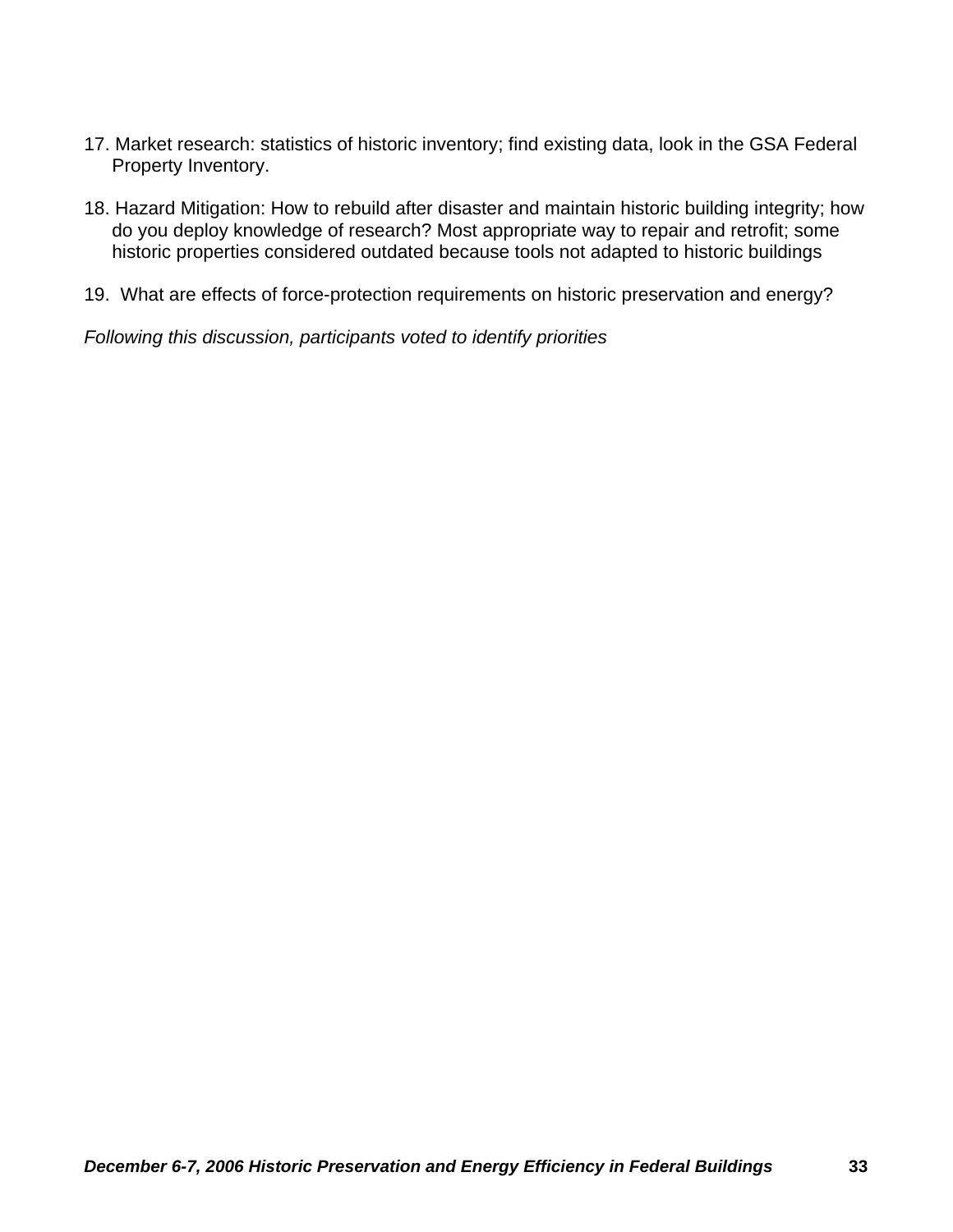17. Market research: statistics of historic inventory; find existing data, look in the GSA Federal Property Inventory.

18. Hazard Mitigation: How to rebuild after disaster and maintain historic building integrity; how do you deploy knowledge of research? Most appropriate way to repair and retrofit; some historic properties considered outdated because tools not adapted to historic buildings

19. What are effects of force-protection requirements on historic preservation and energy?

*Following this discussion, participants voted to identify priorities*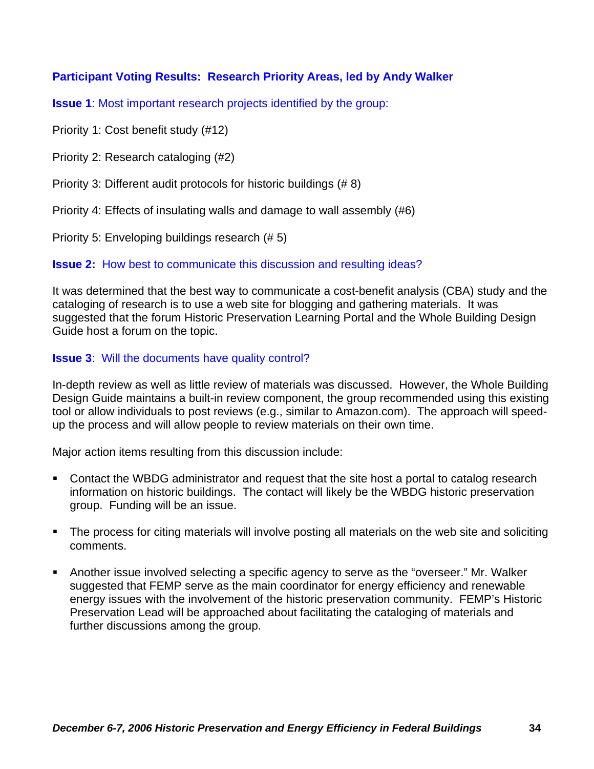## Participant Voting Results: Research Priority Areas, led by Andy Walker

**Issue 1**: Most important research projects identified by the group:

Priority 1: Cost benefit study (#12)

Priority 2: Research cataloging (#2)

Priority 3: Different audit protocols for historic buildings (# 8)

Priority 4: Effects of insulating walls and damage to wall assembly (#6)

Priority 5: Enveloping buildings research (# 5)

**Issue 2:** How best to communicate this discussion and resulting ideas?

It was determined that the best way to communicate a cost-benefit analysis (CBA) study and the cataloging of research is to use a web site for blogging and gathering materials. It was suggested that the forum Historic Preservation Learning Portal and the Whole Building Design Guide host a forum on the topic.

**Issue 3**: Will the documents have quality control?

In-depth review as well as little review of materials was discussed. However, the Whole Building Design Guide maintains a built-in review component, the group recommended using this existing tool or allow individuals to post reviews (e.g., similar to Amazon.com). The approach will speed-up the process and will allow people to review materials on their own time.

Major action items resulting from this discussion include:

- Contact the WBDG administrator and request that the site host a portal to catalog research information on historic buildings. The contact will likely be the WBDG historic preservation group. Funding will be an issue.
- The process for citing materials will involve posting all materials on the web site and soliciting comments.
- Another issue involved selecting a specific agency to serve as the "overseer." Mr. Walker suggested that FEMP serve as the main coordinator for energy efficiency and renewable energy issues with the involvement of the historic preservation community. FEMP's Historic Preservation Lead will be approached about facilitating the cataloging of materials and further discussions among the group.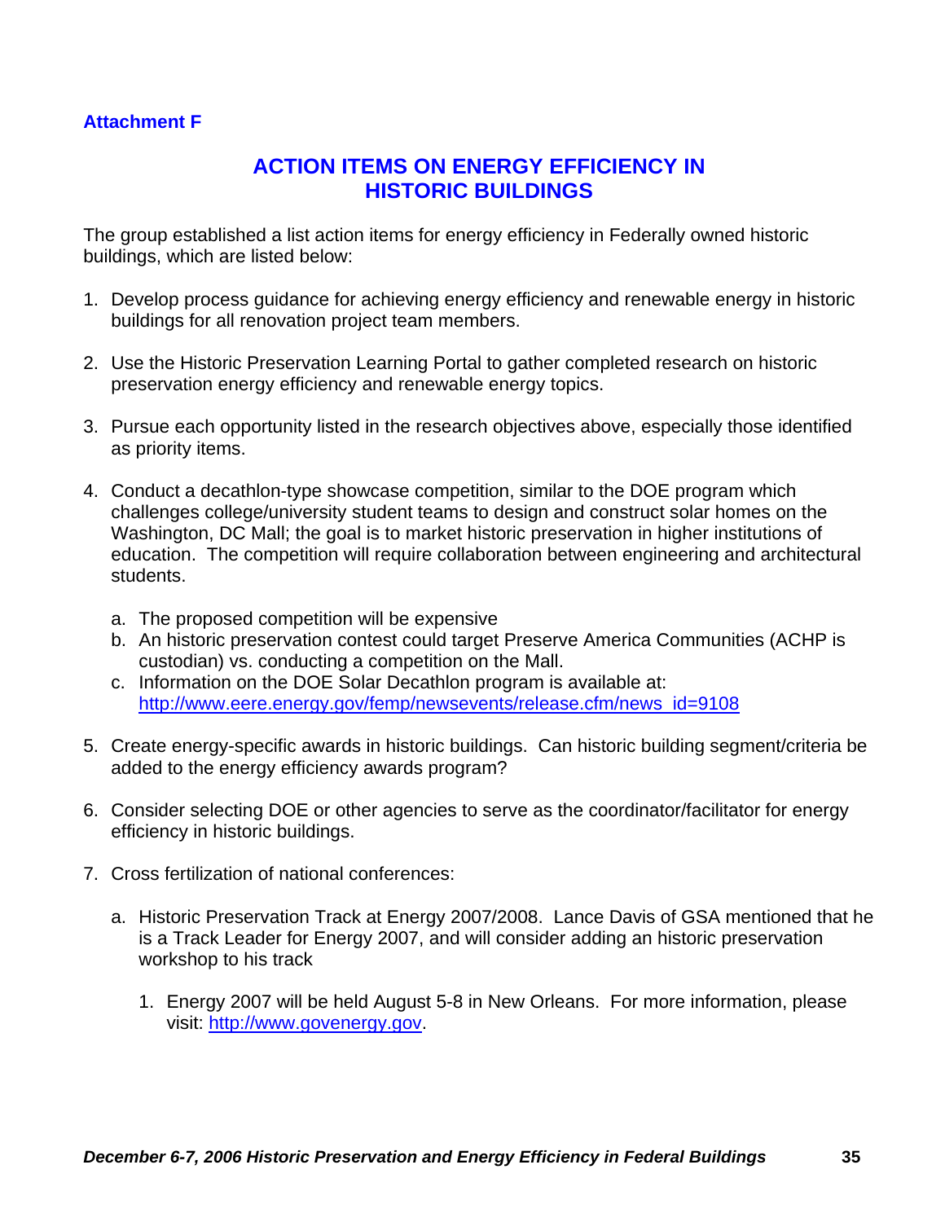**Attachment F**

# ACTION ITEMS ON ENERGY EFFICIENCY IN HISTORIC BUILDINGS

The group established a list action items for energy efficiency in Federally owned historic buildings, which are listed below:

1. Develop process guidance for achieving energy efficiency and renewable energy in historic buildings for all renovation project team members.

2. Use the Historic Preservation Learning Portal to gather completed research on historic preservation energy efficiency and renewable energy topics.

3. Pursue each opportunity listed in the research objectives above, especially those identified as priority items.

4. Conduct a decathlon-type showcase competition, similar to the DOE program which challenges college/university student teams to design and construct solar homes on the Washington, DC Mall; the goal is to market historic preservation in higher institutions of education. The competition will require collaboration between engineering and architectural students.

   a. The proposed competition will be expensive
   b. An historic preservation contest could target Preserve America Communities (ACHP is custodian) vs. conducting a competition on the Mall.
   c. Information on the DOE Solar Decathlon program is available at: http://www.eere.energy.gov/femp/newsevents/release.cfm/news_id=9108

5. Create energy-specific awards in historic buildings. Can historic building segment/criteria be added to the energy efficiency awards program?

6. Consider selecting DOE or other agencies to serve as the coordinator/facilitator for energy efficiency in historic buildings.

7. Cross fertilization of national conferences:

   a. Historic Preservation Track at Energy 2007/2008. Lance Davis of GSA mentioned that he is a Track Leader for Energy 2007, and will consider adding an historic preservation workshop to his track

      1. Energy 2007 will be held August 5-8 in New Orleans. For more information, please visit: http://www.govenergy.gov.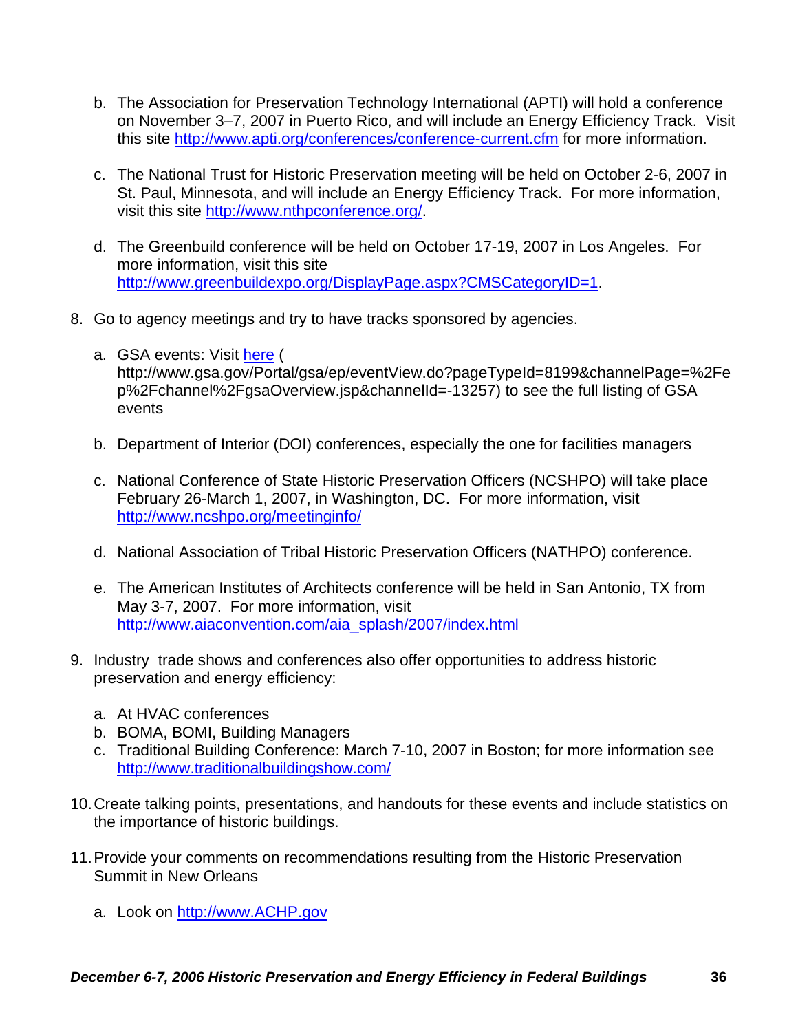b. The Association for Preservation Technology International (APTI) will hold a conference on November 3–7, 2007 in Puerto Rico, and will include an Energy Efficiency Track. Visit this site http://www.apti.org/conferences/conference-current.cfm for more information.

   c. The National Trust for Historic Preservation meeting will be held on October 2-6, 2007 in St. Paul, Minnesota, and will include an Energy Efficiency Track. For more information, visit this site http://www.nthpconference.org/.

   d. The Greenbuild conference will be held on October 17-19, 2007 in Los Angeles. For more information, visit this site http://www.greenbuildexpo.org/DisplayPage.aspx?CMSCategoryID=1.

8. Go to agency meetings and try to have tracks sponsored by agencies.

   a. GSA events: Visit here ( http://www.gsa.gov/Portal/gsa/ep/eventView.do?pageTypeId=8199&channelPage=%2Fep%2Fchannel%2FgsaOverview.jsp&channelId=-13257) to see the full listing of GSA events

   b. Department of Interior (DOI) conferences, especially the one for facilities managers

   c. National Conference of State Historic Preservation Officers (NCSHPO) will take place February 26-March 1, 2007, in Washington, DC. For more information, visit http://www.ncshpo.org/meetinginfo/

   d. National Association of Tribal Historic Preservation Officers (NATHPO) conference.

   e. The American Institutes of Architects conference will be held in San Antonio, TX from May 3-7, 2007. For more information, visit http://www.aiaconvention.com/aia_splash/2007/index.html

9. Industry trade shows and conferences also offer opportunities to address historic preservation and energy efficiency:

   a. At HVAC conferences
   b. BOMA, BOMI, Building Managers
   c. Traditional Building Conference: March 7-10, 2007 in Boston; for more information see http://www.traditionalbuildingshow.com/

10. Create talking points, presentations, and handouts for these events and include statistics on the importance of historic buildings.

11. Provide your comments on recommendations resulting from the Historic Preservation Summit in New Orleans

    a. Look on http://www.ACHP.gov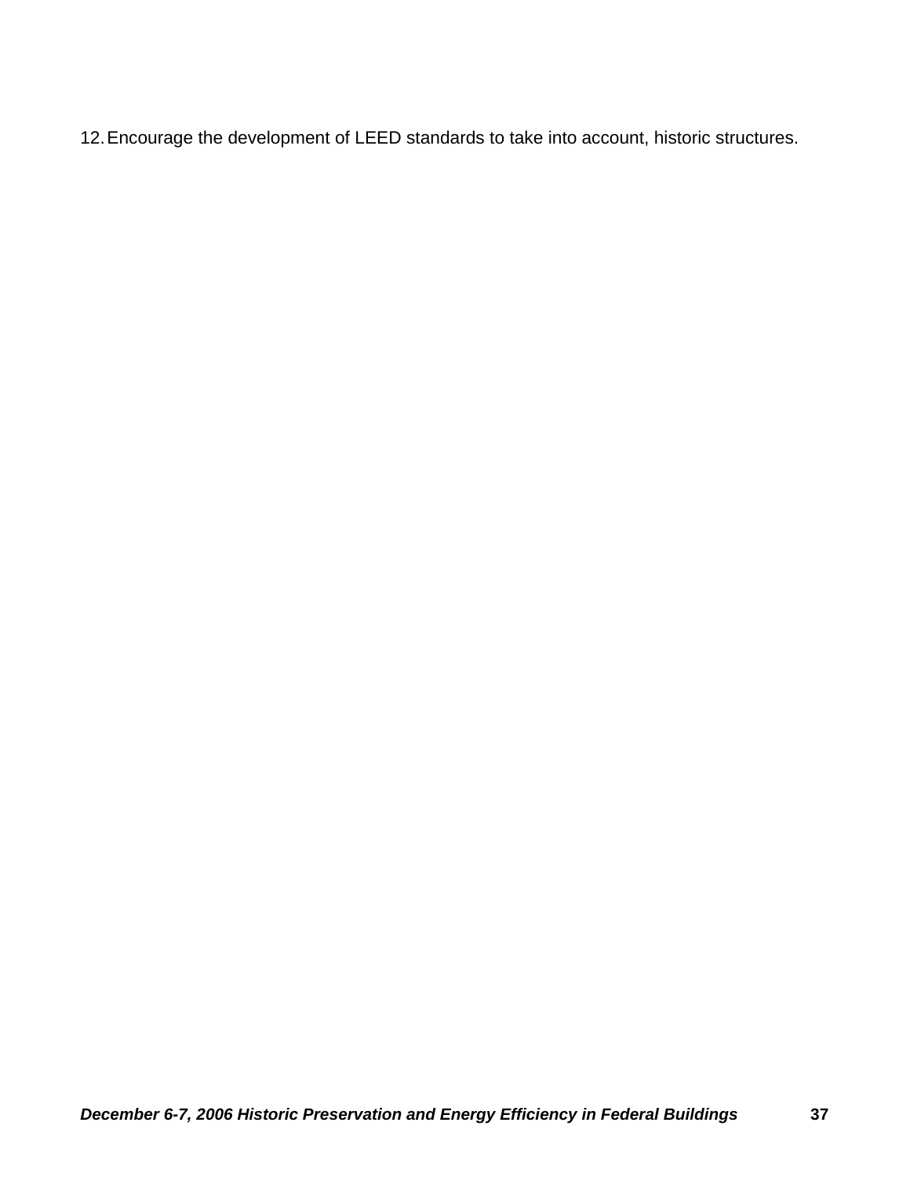12. Encourage the development of LEED standards to take into account, historic structures.